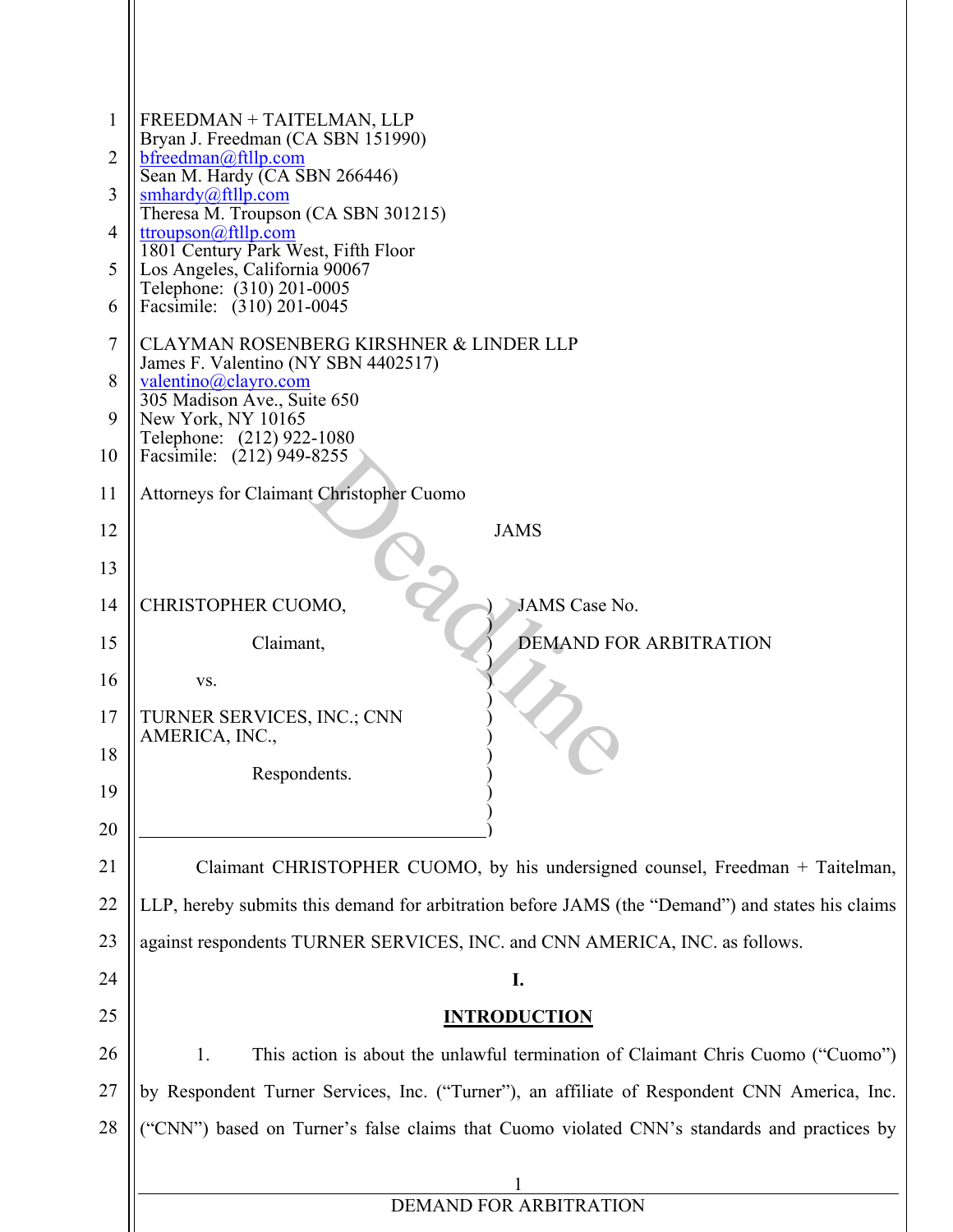FREEDMAN + TAITELMAN, LLP
Bryan J. Freedman (CA SBN 151990)
bfreedman@ftllp.com
Sean M. Hardy (CA SBN 266446)
smhardy@ftllp.com
Theresa M. Troupson (CA SBN 301215)
ttroupson@ftllp.com
1801 Century Park West, Fifth Floor
Los Angeles, California 90067
Telephone: (310) 201-0005
Facsimile: (310) 201-0045

CLAYMAN ROSENBERG KIRSHNER & LINDER LLP
James F. Valentino (NY SBN 4402517)
valentino@clayro.com
305 Madison Ave., Suite 650
New York, NY 10165
Telephone: (212) 922-1080
Facsimile: (212) 949-8255

Attorneys for Claimant Christopher Cuomo

JAMS

| | |
|---|---|
| CHRISTOPHER CUOMO,<br><br>Claimant,<br><br>vs.<br><br>TURNER SERVICES, INC.; CNN AMERICA, INC.,<br><br>Respondents. | JAMS Case No.<br><br>DEMAND FOR ARBITRATION |

Claimant CHRISTOPHER CUOMO, by his undersigned counsel, Freedman + Taitelman, LLP, hereby submits this demand for arbitration before JAMS (the "Demand") and states his claims against respondents TURNER SERVICES, INC. and CNN AMERICA, INC. as follows.

## I.

## INTRODUCTION

1. This action is about the unlawful termination of Claimant Chris Cuomo ("Cuomo") by Respondent Turner Services, Inc. ("Turner"), an affiliate of Respondent CNN America, Inc. ("CNN") based on Turner's false claims that Cuomo violated CNN's standards and practices by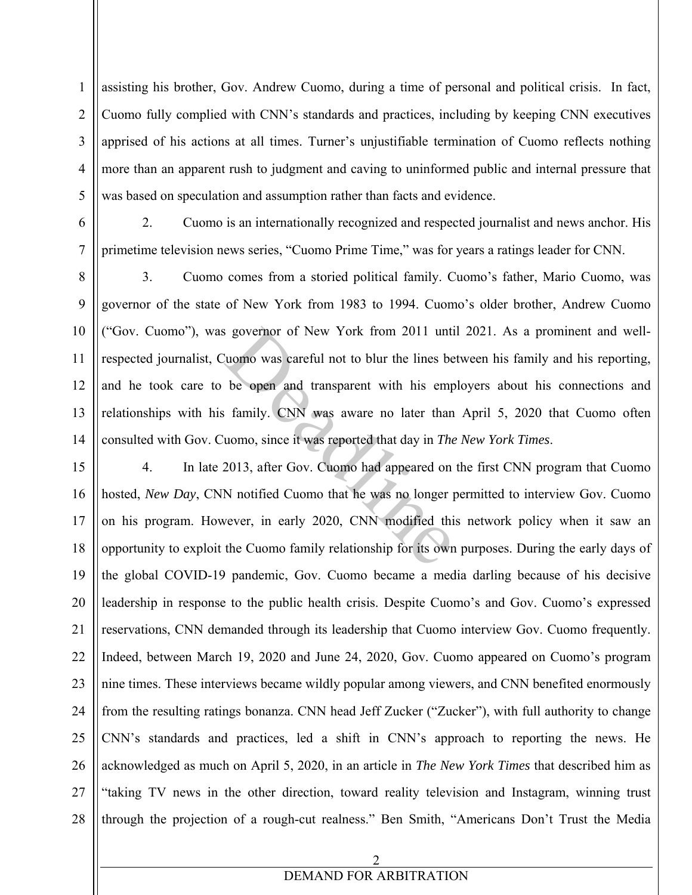assisting his brother, Gov. Andrew Cuomo, during a time of personal and political crisis. In fact, Cuomo fully complied with CNN's standards and practices, including by keeping CNN executives apprised of his actions at all times. Turner's unjustifiable termination of Cuomo reflects nothing more than an apparent rush to judgment and caving to uninformed public and internal pressure that was based on speculation and assumption rather than facts and evidence.

2. Cuomo is an internationally recognized and respected journalist and news anchor. His primetime television news series, "Cuomo Prime Time," was for years a ratings leader for CNN.

3. Cuomo comes from a storied political family. Cuomo's father, Mario Cuomo, was governor of the state of New York from 1983 to 1994. Cuomo's older brother, Andrew Cuomo ("Gov. Cuomo"), was governor of New York from 2011 until 2021. As a prominent and well-respected journalist, Cuomo was careful not to blur the lines between his family and his reporting, and he took care to be open and transparent with his employers about his connections and relationships with his family. CNN was aware no later than April 5, 2020 that Cuomo often consulted with Gov. Cuomo, since it was reported that day in *The New York Times*.

4. In late 2013, after Gov. Cuomo had appeared on the first CNN program that Cuomo hosted, *New Day*, CNN notified Cuomo that he was no longer permitted to interview Gov. Cuomo on his program. However, in early 2020, CNN modified this network policy when it saw an opportunity to exploit the Cuomo family relationship for its own purposes. During the early days of the global COVID-19 pandemic, Gov. Cuomo became a media darling because of his decisive leadership in response to the public health crisis. Despite Cuomo's and Gov. Cuomo's expressed reservations, CNN demanded through its leadership that Cuomo interview Gov. Cuomo frequently. Indeed, between March 19, 2020 and June 24, 2020, Gov. Cuomo appeared on Cuomo's program nine times. These interviews became wildly popular among viewers, and CNN benefited enormously from the resulting ratings bonanza. CNN head Jeff Zucker ("Zucker"), with full authority to change CNN's standards and practices, led a shift in CNN's approach to reporting the news. He acknowledged as much on April 5, 2020, in an article in *The New York Times* that described him as "taking TV news in the other direction, toward reality television and Instagram, winning trust through the projection of a rough-cut realness." Ben Smith, "Americans Don't Trust the Media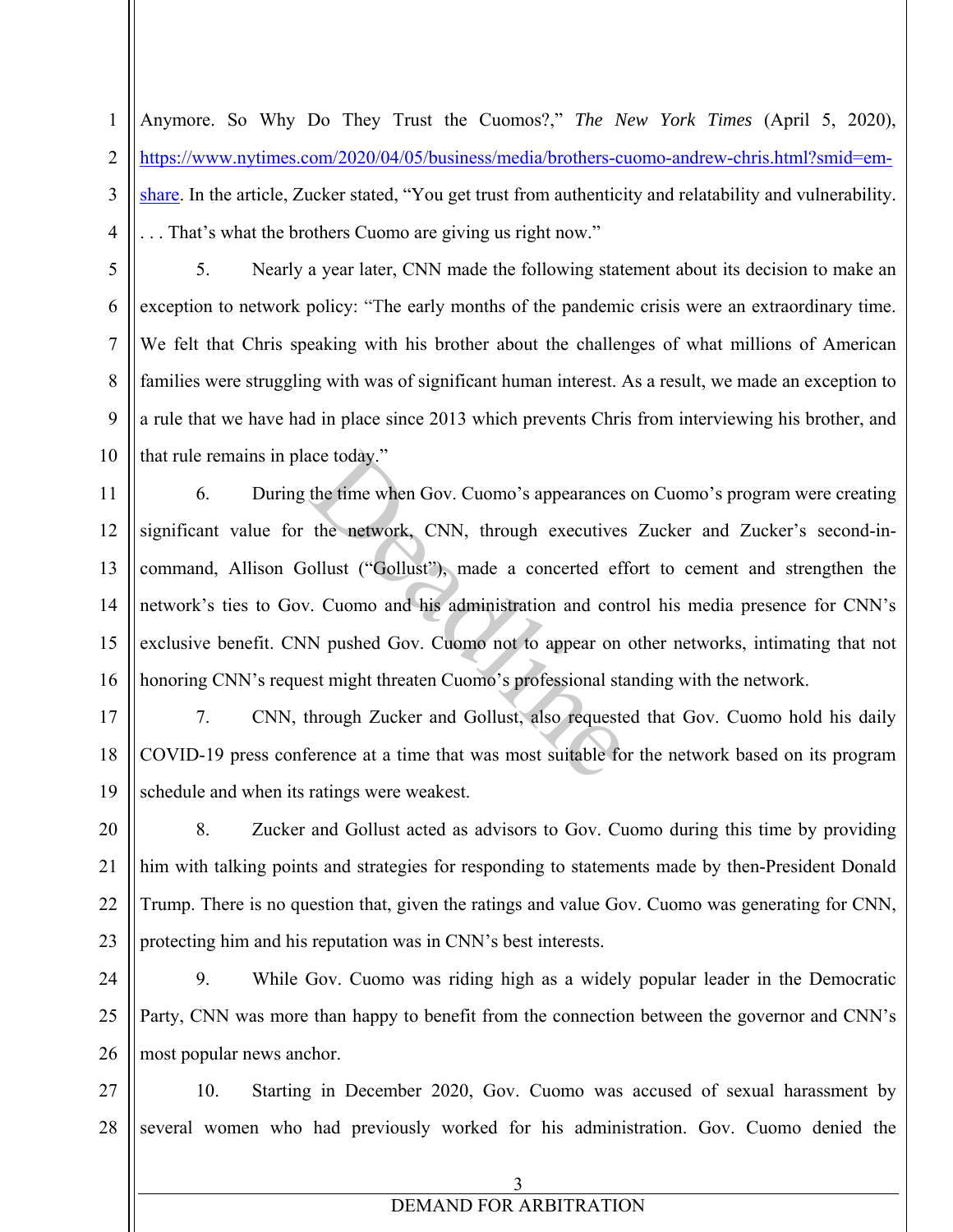Anymore. So Why Do They Trust the Cuomos?," *The New York Times* (April 5, 2020), https://www.nytimes.com/2020/04/05/business/media/brothers-cuomo-andrew-chris.html?smid=em-share. In the article, Zucker stated, "You get trust from authenticity and relatability and vulnerability. . . . That's what the brothers Cuomo are giving us right now."

5. Nearly a year later, CNN made the following statement about its decision to make an exception to network policy: "The early months of the pandemic crisis were an extraordinary time. We felt that Chris speaking with his brother about the challenges of what millions of American families were struggling with was of significant human interest. As a result, we made an exception to a rule that we have had in place since 2013 which prevents Chris from interviewing his brother, and that rule remains in place today."

6. During the time when Gov. Cuomo's appearances on Cuomo's program were creating significant value for the network, CNN, through executives Zucker and Zucker's second-in-command, Allison Gollust ("Gollust"), made a concerted effort to cement and strengthen the network's ties to Gov. Cuomo and his administration and control his media presence for CNN's exclusive benefit. CNN pushed Gov. Cuomo not to appear on other networks, intimating that not honoring CNN's request might threaten Cuomo's professional standing with the network.

7. CNN, through Zucker and Gollust, also requested that Gov. Cuomo hold his daily COVID-19 press conference at a time that was most suitable for the network based on its program schedule and when its ratings were weakest.

8. Zucker and Gollust acted as advisors to Gov. Cuomo during this time by providing him with talking points and strategies for responding to statements made by then-President Donald Trump. There is no question that, given the ratings and value Gov. Cuomo was generating for CNN, protecting him and his reputation was in CNN's best interests.

9. While Gov. Cuomo was riding high as a widely popular leader in the Democratic Party, CNN was more than happy to benefit from the connection between the governor and CNN's most popular news anchor.

10. Starting in December 2020, Gov. Cuomo was accused of sexual harassment by several women who had previously worked for his administration. Gov. Cuomo denied the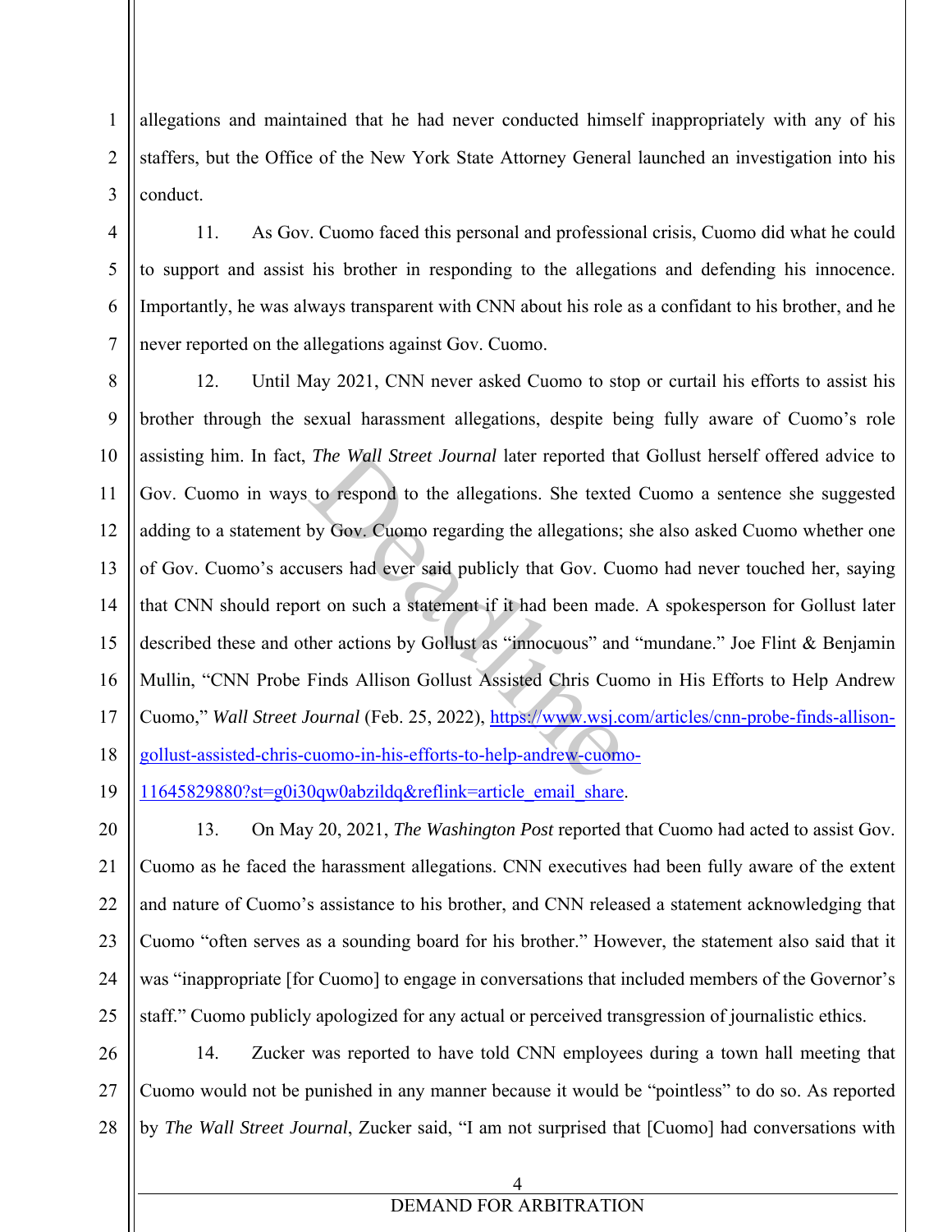allegations and maintained that he had never conducted himself inappropriately with any of his staffers, but the Office of the New York State Attorney General launched an investigation into his conduct.

11. As Gov. Cuomo faced this personal and professional crisis, Cuomo did what he could to support and assist his brother in responding to the allegations and defending his innocence. Importantly, he was always transparent with CNN about his role as a confidant to his brother, and he never reported on the allegations against Gov. Cuomo.

12. Until May 2021, CNN never asked Cuomo to stop or curtail his efforts to assist his brother through the sexual harassment allegations, despite being fully aware of Cuomo's role assisting him. In fact, *The Wall Street Journal* later reported that Gollust herself offered advice to Gov. Cuomo in ways to respond to the allegations. She texted Cuomo a sentence she suggested adding to a statement by Gov. Cuomo regarding the allegations; she also asked Cuomo whether one of Gov. Cuomo's accusers had ever said publicly that Gov. Cuomo had never touched her, saying that CNN should report on such a statement if it had been made. A spokesperson for Gollust later described these and other actions by Gollust as "innocuous" and "mundane." Joe Flint & Benjamin Mullin, "CNN Probe Finds Allison Gollust Assisted Chris Cuomo in His Efforts to Help Andrew Cuomo," *Wall Street Journal* (Feb. 25, 2022), https://www.wsj.com/articles/cnn-probe-finds-allison-gollust-assisted-chris-cuomo-in-his-efforts-to-help-andrew-cuomo-11645829880?st=g0i30qw0abzildq&reflink=article_email_share.

13. On May 20, 2021, *The Washington Post* reported that Cuomo had acted to assist Gov. Cuomo as he faced the harassment allegations. CNN executives had been fully aware of the extent and nature of Cuomo's assistance to his brother, and CNN released a statement acknowledging that Cuomo "often serves as a sounding board for his brother." However, the statement also said that it was "inappropriate [for Cuomo] to engage in conversations that included members of the Governor's staff." Cuomo publicly apologized for any actual or perceived transgression of journalistic ethics.

14. Zucker was reported to have told CNN employees during a town hall meeting that Cuomo would not be punished in any manner because it would be "pointless" to do so. As reported by *The Wall Street Journal*, Zucker said, "I am not surprised that [Cuomo] had conversations with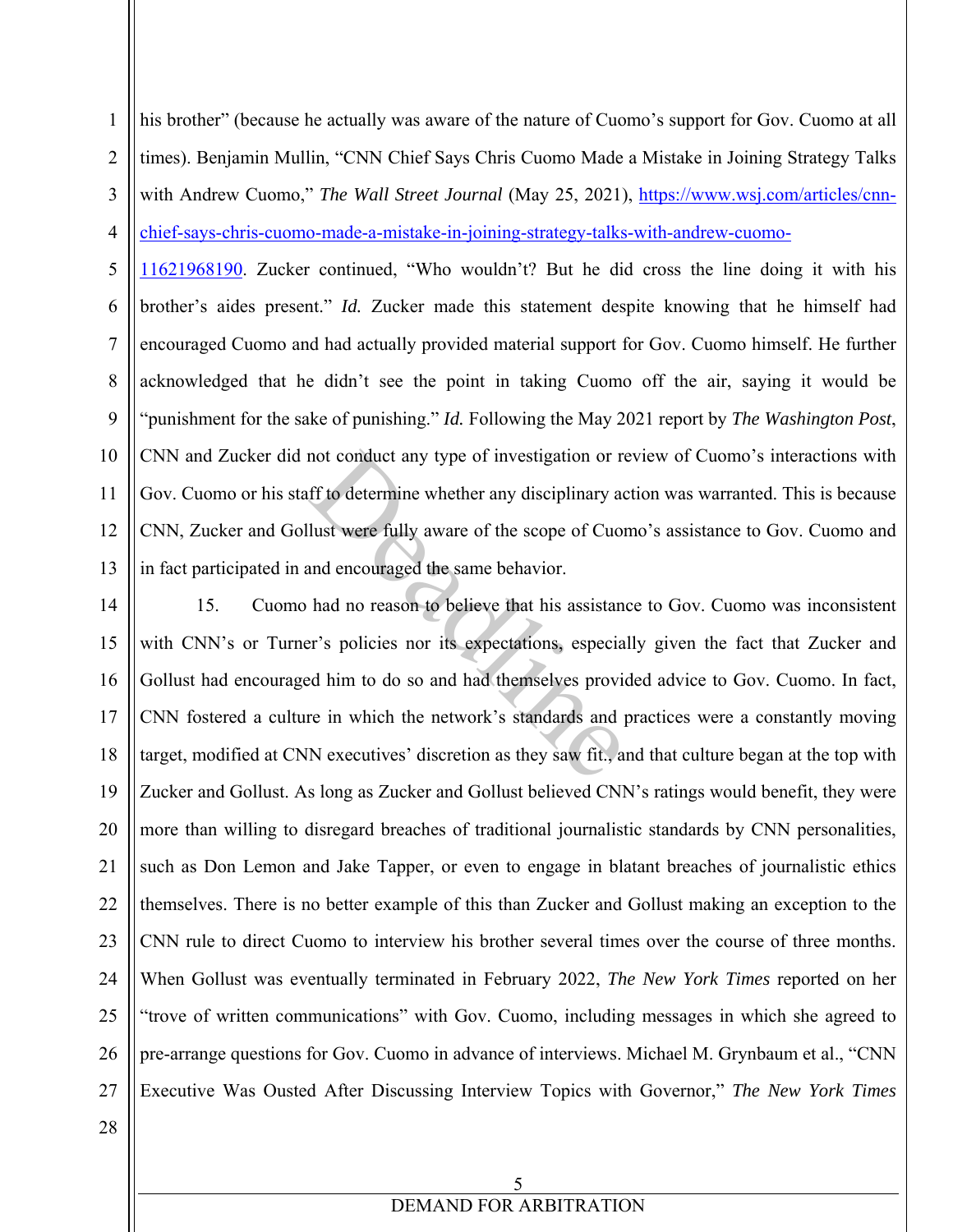his brother" (because he actually was aware of the nature of Cuomo's support for Gov. Cuomo at all times). Benjamin Mullin, "CNN Chief Says Chris Cuomo Made a Mistake in Joining Strategy Talks with Andrew Cuomo," *The Wall Street Journal* (May 25, 2021), https://www.wsj.com/articles/cnn-chief-says-chris-cuomo-made-a-mistake-in-joining-strategy-talks-with-andrew-cuomo-11621968190. Zucker continued, "Who wouldn't? But he did cross the line doing it with his brother's aides present." *Id.* Zucker made this statement despite knowing that he himself had encouraged Cuomo and had actually provided material support for Gov. Cuomo himself. He further acknowledged that he didn't see the point in taking Cuomo off the air, saying it would be "punishment for the sake of punishing." *Id.* Following the May 2021 report by *The Washington Post*, CNN and Zucker did not conduct any type of investigation or review of Cuomo's interactions with Gov. Cuomo or his staff to determine whether any disciplinary action was warranted. This is because CNN, Zucker and Gollust were fully aware of the scope of Cuomo's assistance to Gov. Cuomo and in fact participated in and encouraged the same behavior.

15. Cuomo had no reason to believe that his assistance to Gov. Cuomo was inconsistent with CNN's or Turner's policies nor its expectations, especially given the fact that Zucker and Gollust had encouraged him to do so and had themselves provided advice to Gov. Cuomo. In fact, CNN fostered a culture in which the network's standards and practices were a constantly moving target, modified at CNN executives' discretion as they saw fit., and that culture began at the top with Zucker and Gollust. As long as Zucker and Gollust believed CNN's ratings would benefit, they were more than willing to disregard breaches of traditional journalistic standards by CNN personalities, such as Don Lemon and Jake Tapper, or even to engage in blatant breaches of journalistic ethics themselves. There is no better example of this than Zucker and Gollust making an exception to the CNN rule to direct Cuomo to interview his brother several times over the course of three months. When Gollust was eventually terminated in February 2022, *The New York Times* reported on her "trove of written communications" with Gov. Cuomo, including messages in which she agreed to pre-arrange questions for Gov. Cuomo in advance of interviews. Michael M. Grynbaum et al., "CNN Executive Was Ousted After Discussing Interview Topics with Governor," *The New York Times*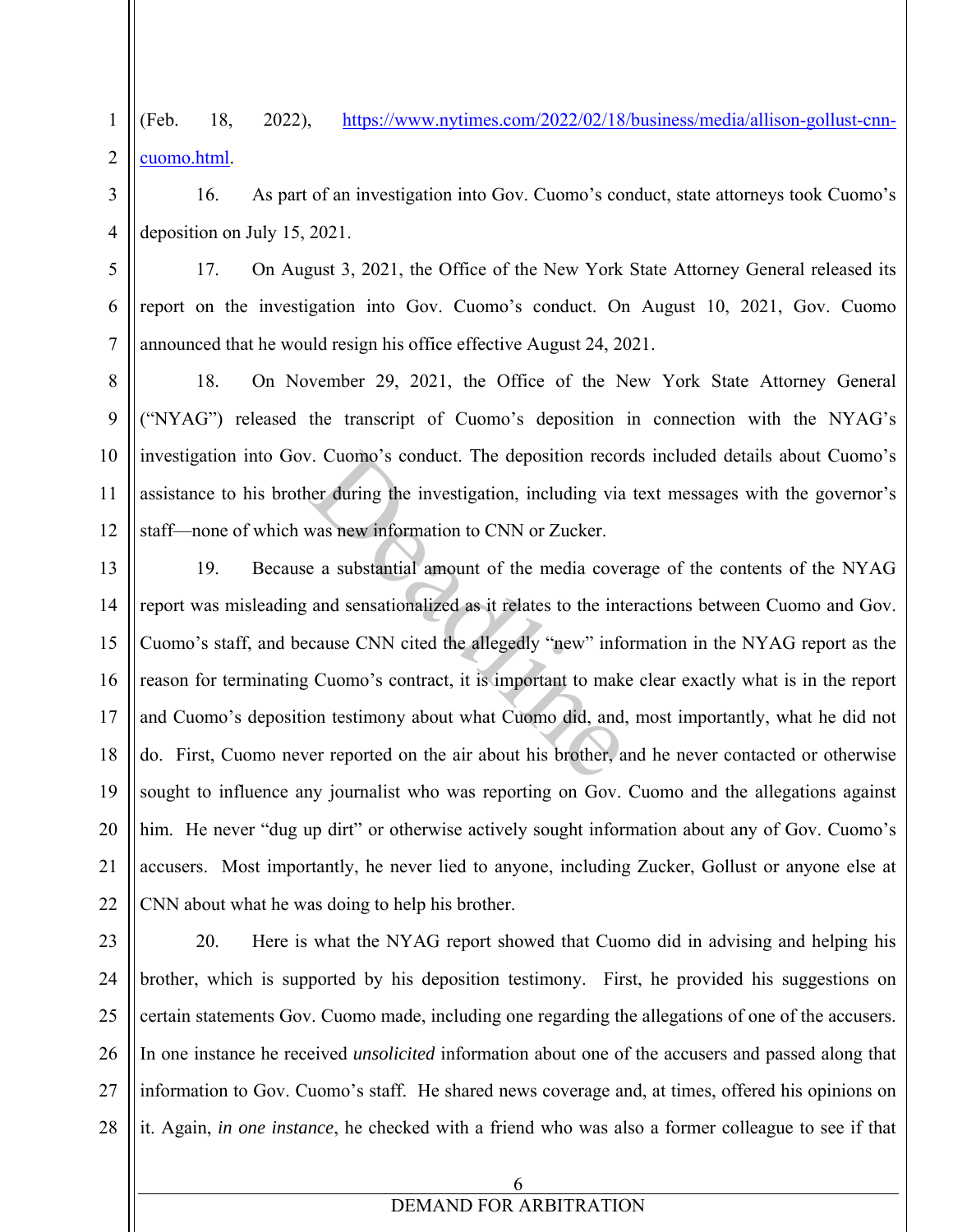(Feb. 18, 2022), https://www.nytimes.com/2022/02/18/business/media/allison-gollust-cnn-cuomo.html.

16. As part of an investigation into Gov. Cuomo's conduct, state attorneys took Cuomo's deposition on July 15, 2021.

17. On August 3, 2021, the Office of the New York State Attorney General released its report on the investigation into Gov. Cuomo's conduct. On August 10, 2021, Gov. Cuomo announced that he would resign his office effective August 24, 2021.

18. On November 29, 2021, the Office of the New York State Attorney General ("NYAG") released the transcript of Cuomo's deposition in connection with the NYAG's investigation into Gov. Cuomo's conduct. The deposition records included details about Cuomo's assistance to his brother during the investigation, including via text messages with the governor's staff—none of which was new information to CNN or Zucker.

19. Because a substantial amount of the media coverage of the contents of the NYAG report was misleading and sensationalized as it relates to the interactions between Cuomo and Gov. Cuomo's staff, and because CNN cited the allegedly "new" information in the NYAG report as the reason for terminating Cuomo's contract, it is important to make clear exactly what is in the report and Cuomo's deposition testimony about what Cuomo did, and, most importantly, what he did not do. First, Cuomo never reported on the air about his brother, and he never contacted or otherwise sought to influence any journalist who was reporting on Gov. Cuomo and the allegations against him. He never "dug up dirt" or otherwise actively sought information about any of Gov. Cuomo's accusers. Most importantly, he never lied to anyone, including Zucker, Gollust or anyone else at CNN about what he was doing to help his brother.

20. Here is what the NYAG report showed that Cuomo did in advising and helping his brother, which is supported by his deposition testimony. First, he provided his suggestions on certain statements Gov. Cuomo made, including one regarding the allegations of one of the accusers. In one instance he received *unsolicited* information about one of the accusers and passed along that information to Gov. Cuomo's staff. He shared news coverage and, at times, offered his opinions on it. Again, *in one instance*, he checked with a friend who was also a former colleague to see if that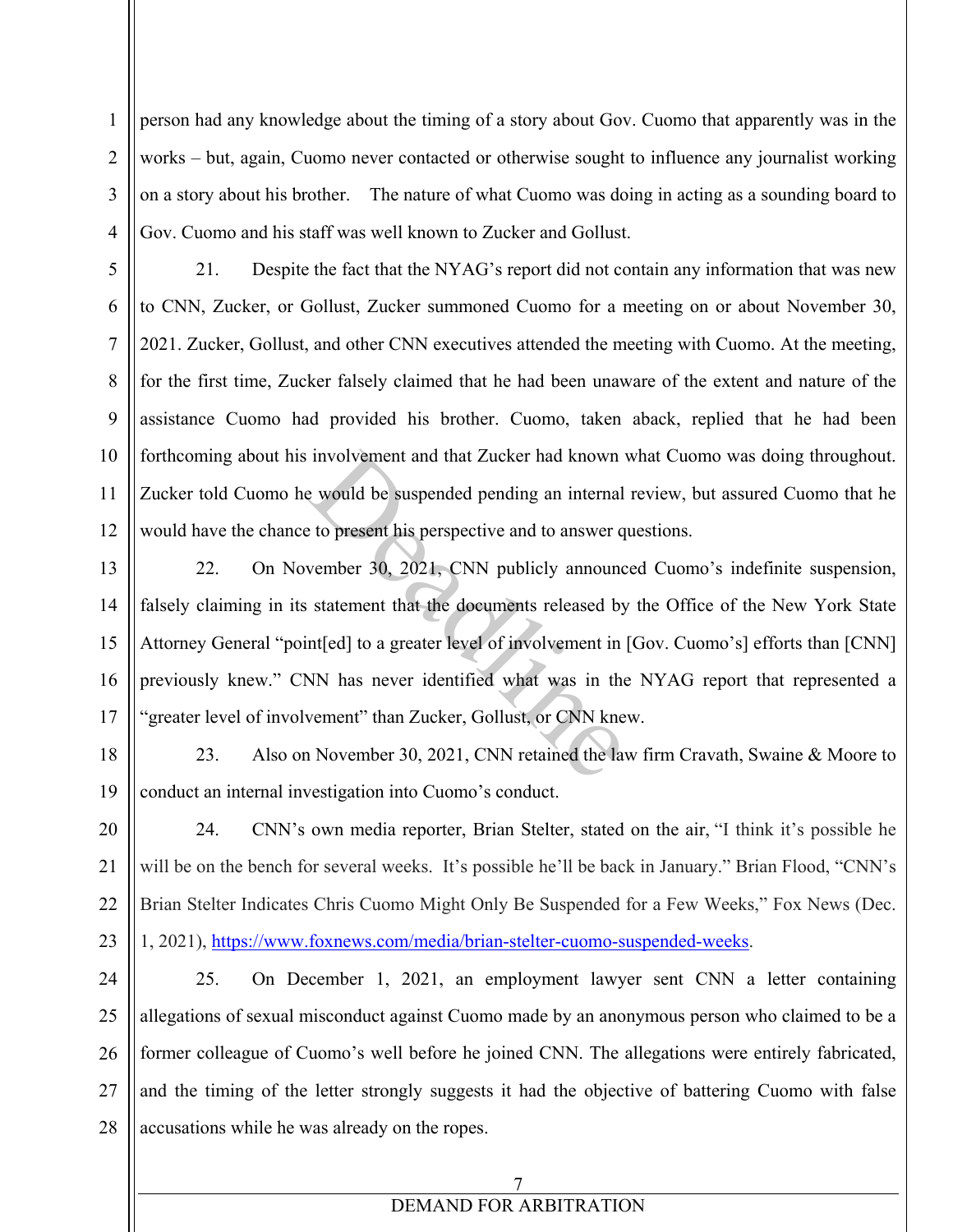person had any knowledge about the timing of a story about Gov. Cuomo that apparently was in the works – but, again, Cuomo never contacted or otherwise sought to influence any journalist working on a story about his brother. The nature of what Cuomo was doing in acting as a sounding board to Gov. Cuomo and his staff was well known to Zucker and Gollust.

21. Despite the fact that the NYAG's report did not contain any information that was new to CNN, Zucker, or Gollust, Zucker summoned Cuomo for a meeting on or about November 30, 2021. Zucker, Gollust, and other CNN executives attended the meeting with Cuomo. At the meeting, for the first time, Zucker falsely claimed that he had been unaware of the extent and nature of the assistance Cuomo had provided his brother. Cuomo, taken aback, replied that he had been forthcoming about his involvement and that Zucker had known what Cuomo was doing throughout. Zucker told Cuomo he would be suspended pending an internal review, but assured Cuomo that he would have the chance to present his perspective and to answer questions.

22. On November 30, 2021, CNN publicly announced Cuomo's indefinite suspension, falsely claiming in its statement that the documents released by the Office of the New York State Attorney General "point[ed] to a greater level of involvement in [Gov. Cuomo's] efforts than [CNN] previously knew." CNN has never identified what was in the NYAG report that represented a "greater level of involvement" than Zucker, Gollust, or CNN knew.

23. Also on November 30, 2021, CNN retained the law firm Cravath, Swaine & Moore to conduct an internal investigation into Cuomo's conduct.

24. CNN's own media reporter, Brian Stelter, stated on the air, "I think it's possible he will be on the bench for several weeks. It's possible he'll be back in January." Brian Flood, "CNN's Brian Stelter Indicates Chris Cuomo Might Only Be Suspended for a Few Weeks," Fox News (Dec. 1, 2021), https://www.foxnews.com/media/brian-stelter-cuomo-suspended-weeks.

25. On December 1, 2021, an employment lawyer sent CNN a letter containing allegations of sexual misconduct against Cuomo made by an anonymous person who claimed to be a former colleague of Cuomo's well before he joined CNN. The allegations were entirely fabricated, and the timing of the letter strongly suggests it had the objective of battering Cuomo with false accusations while he was already on the ropes.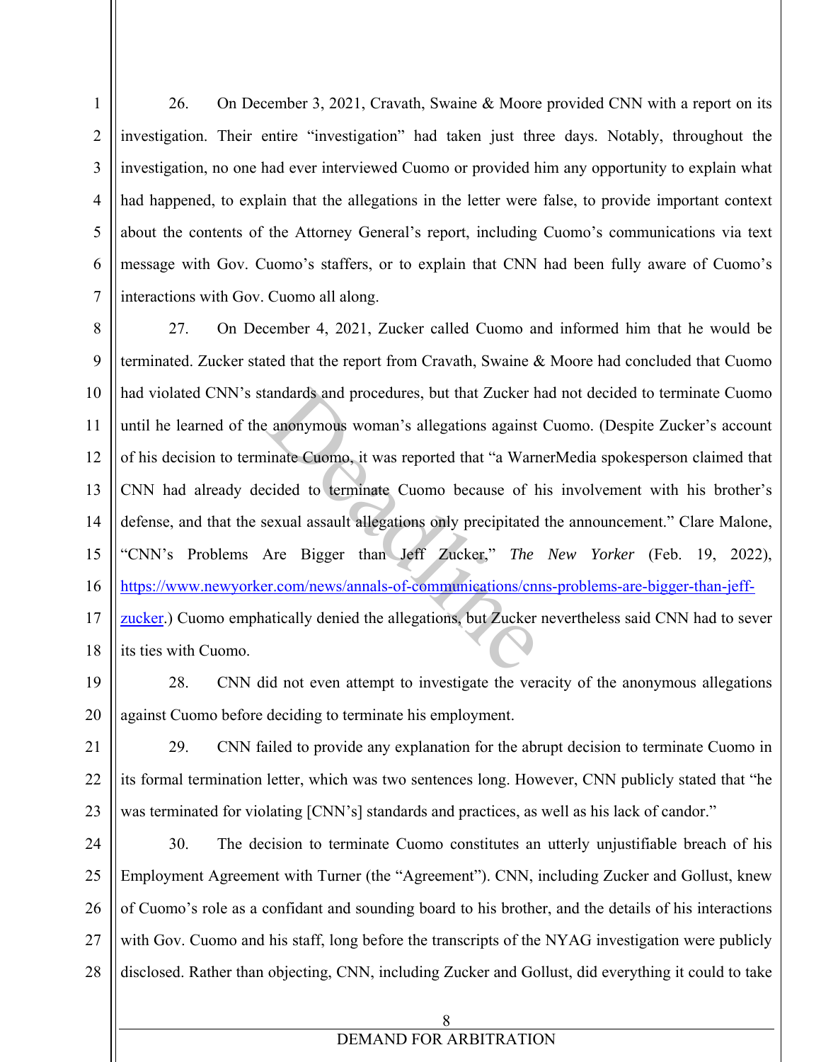26. On December 3, 2021, Cravath, Swaine & Moore provided CNN with a report on its investigation. Their entire "investigation" had taken just three days. Notably, throughout the investigation, no one had ever interviewed Cuomo or provided him any opportunity to explain what had happened, to explain that the allegations in the letter were false, to provide important context about the contents of the Attorney General's report, including Cuomo's communications via text message with Gov. Cuomo's staffers, or to explain that CNN had been fully aware of Cuomo's interactions with Gov. Cuomo all along.

27. On December 4, 2021, Zucker called Cuomo and informed him that he would be terminated. Zucker stated that the report from Cravath, Swaine & Moore had concluded that Cuomo had violated CNN's standards and procedures, but that Zucker had not decided to terminate Cuomo until he learned of the anonymous woman's allegations against Cuomo. (Despite Zucker's account of his decision to terminate Cuomo, it was reported that "a WarnerMedia spokesperson claimed that CNN had already decided to terminate Cuomo because of his involvement with his brother's defense, and that the sexual assault allegations only precipitated the announcement." Clare Malone, "CNN's Problems Are Bigger than Jeff Zucker," *The New Yorker* (Feb. 19, 2022), https://www.newyorker.com/news/annals-of-communications/cnns-problems-are-bigger-than-jeff-zucker.) Cuomo emphatically denied the allegations, but Zucker nevertheless said CNN had to sever its ties with Cuomo.

28. CNN did not even attempt to investigate the veracity of the anonymous allegations against Cuomo before deciding to terminate his employment.

29. CNN failed to provide any explanation for the abrupt decision to terminate Cuomo in its formal termination letter, which was two sentences long. However, CNN publicly stated that "he was terminated for violating [CNN's] standards and practices, as well as his lack of candor."

30. The decision to terminate Cuomo constitutes an utterly unjustifiable breach of his Employment Agreement with Turner (the "Agreement"). CNN, including Zucker and Gollust, knew of Cuomo's role as a confidant and sounding board to his brother, and the details of his interactions with Gov. Cuomo and his staff, long before the transcripts of the NYAG investigation were publicly disclosed. Rather than objecting, CNN, including Zucker and Gollust, did everything it could to take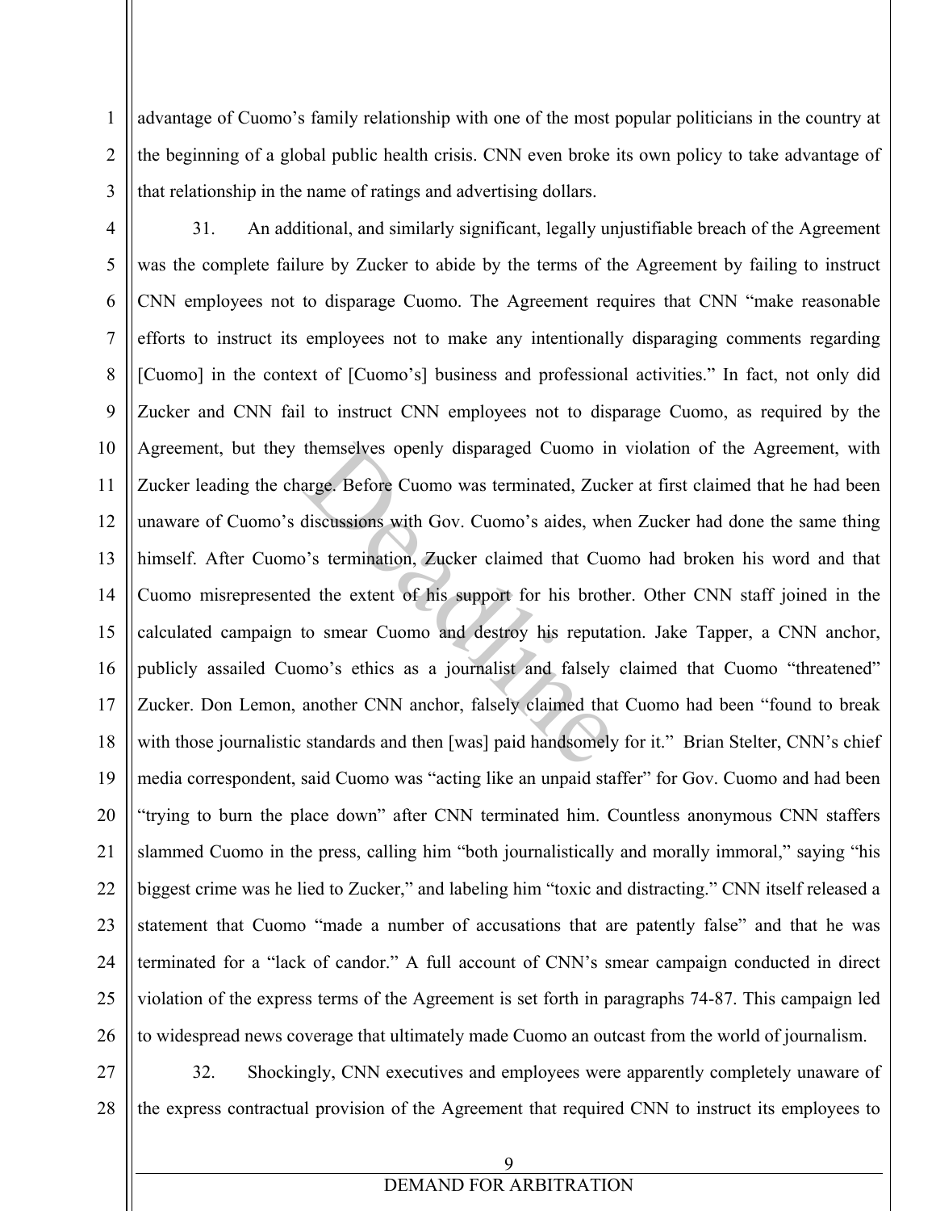advantage of Cuomo's family relationship with one of the most popular politicians in the country at the beginning of a global public health crisis. CNN even broke its own policy to take advantage of that relationship in the name of ratings and advertising dollars.

31. An additional, and similarly significant, legally unjustifiable breach of the Agreement was the complete failure by Zucker to abide by the terms of the Agreement by failing to instruct CNN employees not to disparage Cuomo. The Agreement requires that CNN "make reasonable efforts to instruct its employees not to make any intentionally disparaging comments regarding [Cuomo] in the context of [Cuomo's] business and professional activities." In fact, not only did Zucker and CNN fail to instruct CNN employees not to disparage Cuomo, as required by the Agreement, but they themselves openly disparaged Cuomo in violation of the Agreement, with Zucker leading the charge. Before Cuomo was terminated, Zucker at first claimed that he had been unaware of Cuomo's discussions with Gov. Cuomo's aides, when Zucker had done the same thing himself. After Cuomo's termination, Zucker claimed that Cuomo had broken his word and that Cuomo misrepresented the extent of his support for his brother. Other CNN staff joined in the calculated campaign to smear Cuomo and destroy his reputation. Jake Tapper, a CNN anchor, publicly assailed Cuomo's ethics as a journalist and falsely claimed that Cuomo "threatened" Zucker. Don Lemon, another CNN anchor, falsely claimed that Cuomo had been "found to break with those journalistic standards and then [was] paid handsomely for it." Brian Stelter, CNN's chief media correspondent, said Cuomo was "acting like an unpaid staffer" for Gov. Cuomo and had been "trying to burn the place down" after CNN terminated him. Countless anonymous CNN staffers slammed Cuomo in the press, calling him "both journalistically and morally immoral," saying "his biggest crime was he lied to Zucker," and labeling him "toxic and distracting." CNN itself released a statement that Cuomo "made a number of accusations that are patently false" and that he was terminated for a "lack of candor." A full account of CNN's smear campaign conducted in direct violation of the express terms of the Agreement is set forth in paragraphs 74-87. This campaign led to widespread news coverage that ultimately made Cuomo an outcast from the world of journalism.

32. Shockingly, CNN executives and employees were apparently completely unaware of the express contractual provision of the Agreement that required CNN to instruct its employees to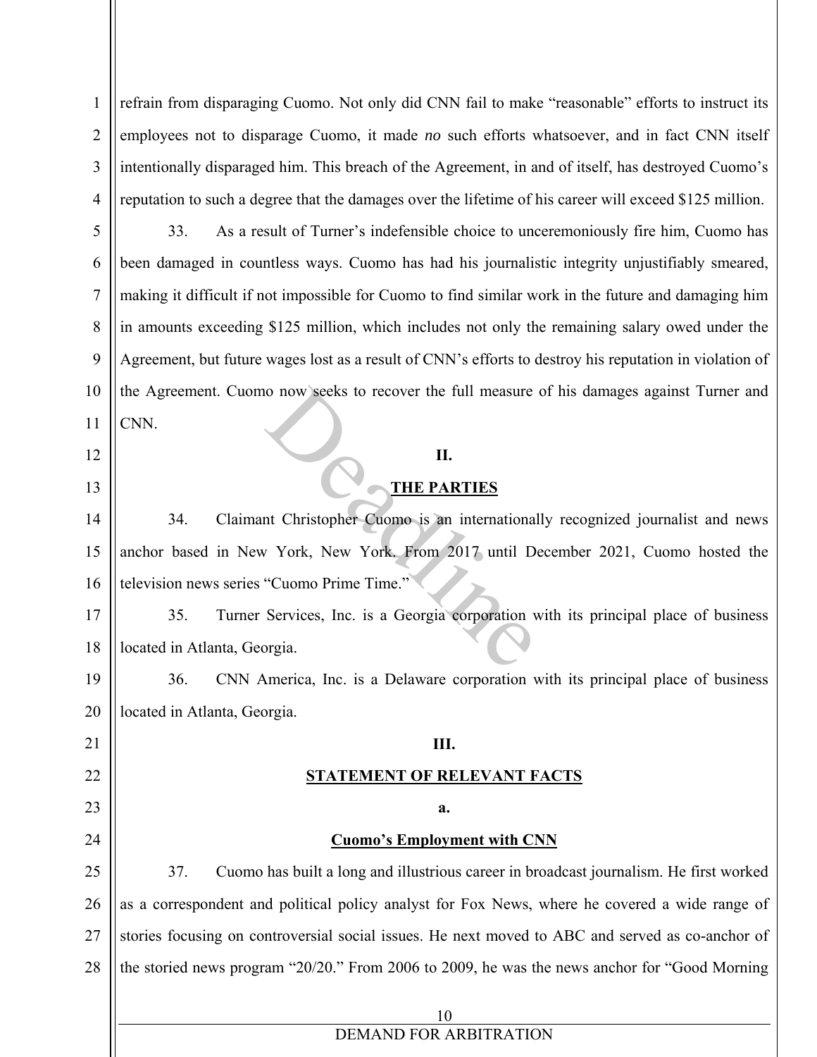refrain from disparaging Cuomo. Not only did CNN fail to make "reasonable" efforts to instruct its employees not to disparage Cuomo, it made *no* such efforts whatsoever, and in fact CNN itself intentionally disparaged him. This breach of the Agreement, in and of itself, has destroyed Cuomo's reputation to such a degree that the damages over the lifetime of his career will exceed $125 million.

33. As a result of Turner's indefensible choice to unceremoniously fire him, Cuomo has been damaged in countless ways. Cuomo has had his journalistic integrity unjustifiably smeared, making it difficult if not impossible for Cuomo to find similar work in the future and damaging him in amounts exceeding $125 million, which includes not only the remaining salary owed under the Agreement, but future wages lost as a result of CNN's efforts to destroy his reputation in violation of the Agreement. Cuomo now seeks to recover the full measure of his damages against Turner and CNN.

## II.

## THE PARTIES

34. Claimant Christopher Cuomo is an internationally recognized journalist and news anchor based in New York, New York. From 2017 until December 2021, Cuomo hosted the television news series "Cuomo Prime Time."

35. Turner Services, Inc. is a Georgia corporation with its principal place of business located in Atlanta, Georgia.

36. CNN America, Inc. is a Delaware corporation with its principal place of business located in Atlanta, Georgia.

## III.

## STATEMENT OF RELEVANT FACTS

### a.

### Cuomo's Employment with CNN

37. Cuomo has built a long and illustrious career in broadcast journalism. He first worked as a correspondent and political policy analyst for Fox News, where he covered a wide range of stories focusing on controversial social issues. He next moved to ABC and served as co-anchor of the storied news program "20/20." From 2006 to 2009, he was the news anchor for "Good Morning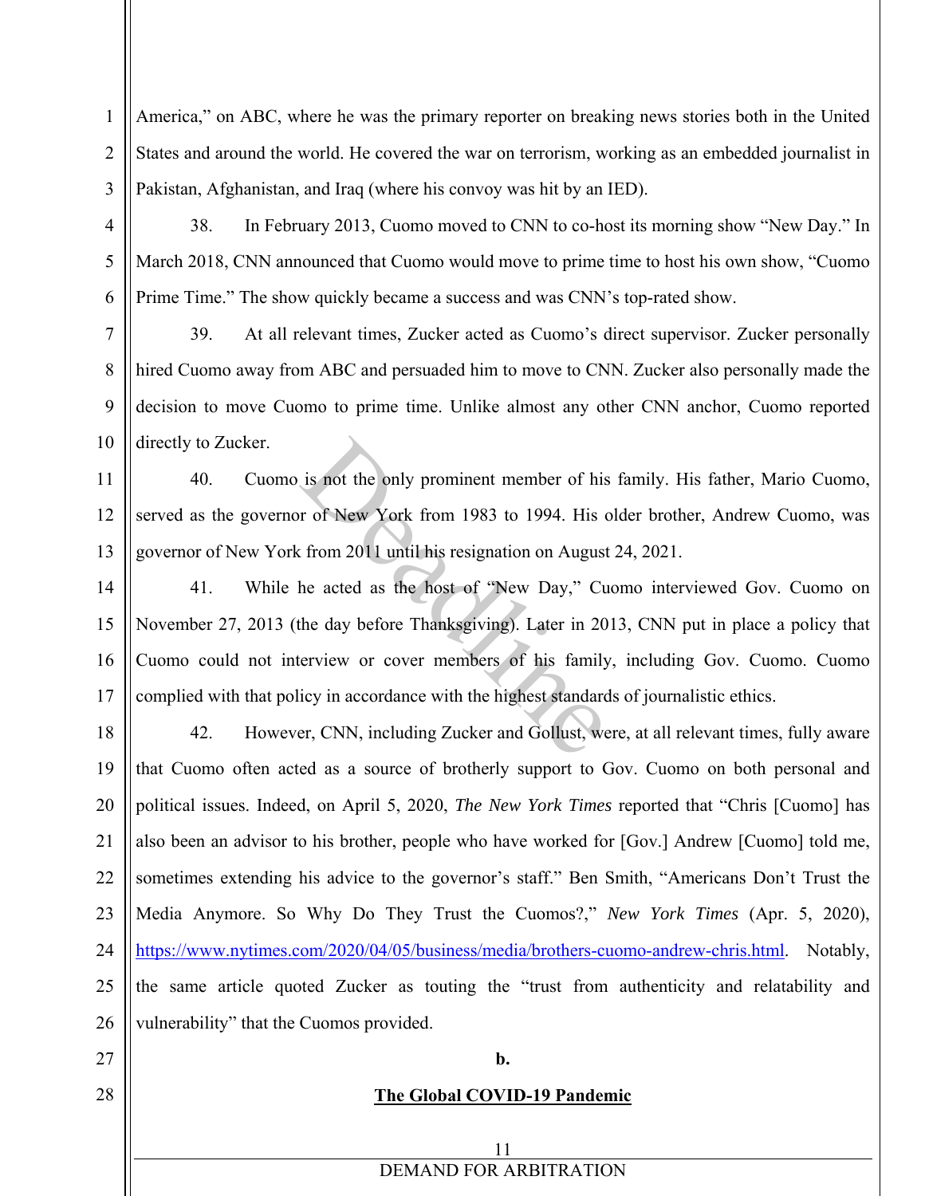America," on ABC, where he was the primary reporter on breaking news stories both in the United States and around the world. He covered the war on terrorism, working as an embedded journalist in Pakistan, Afghanistan, and Iraq (where his convoy was hit by an IED).

38. In February 2013, Cuomo moved to CNN to co-host its morning show "New Day." In March 2018, CNN announced that Cuomo would move to prime time to host his own show, "Cuomo Prime Time." The show quickly became a success and was CNN's top-rated show.

39. At all relevant times, Zucker acted as Cuomo's direct supervisor. Zucker personally hired Cuomo away from ABC and persuaded him to move to CNN. Zucker also personally made the decision to move Cuomo to prime time. Unlike almost any other CNN anchor, Cuomo reported directly to Zucker.

40. Cuomo is not the only prominent member of his family. His father, Mario Cuomo, served as the governor of New York from 1983 to 1994. His older brother, Andrew Cuomo, was governor of New York from 2011 until his resignation on August 24, 2021.

41. While he acted as the host of "New Day," Cuomo interviewed Gov. Cuomo on November 27, 2013 (the day before Thanksgiving). Later in 2013, CNN put in place a policy that Cuomo could not interview or cover members of his family, including Gov. Cuomo. Cuomo complied with that policy in accordance with the highest standards of journalistic ethics.

42. However, CNN, including Zucker and Gollust, were, at all relevant times, fully aware that Cuomo often acted as a source of brotherly support to Gov. Cuomo on both personal and political issues. Indeed, on April 5, 2020, *The New York Times* reported that "Chris [Cuomo] has also been an advisor to his brother, people who have worked for [Gov.] Andrew [Cuomo] told me, sometimes extending his advice to the governor's staff." Ben Smith, "Americans Don't Trust the Media Anymore. So Why Do They Trust the Cuomos?," *New York Times* (Apr. 5, 2020), https://www.nytimes.com/2020/04/05/business/media/brothers-cuomo-andrew-chris.html. Notably, the same article quoted Zucker as touting the "trust from authenticity and relatability and vulnerability" that the Cuomos provided.

**b.**

**The Global COVID-19 Pandemic**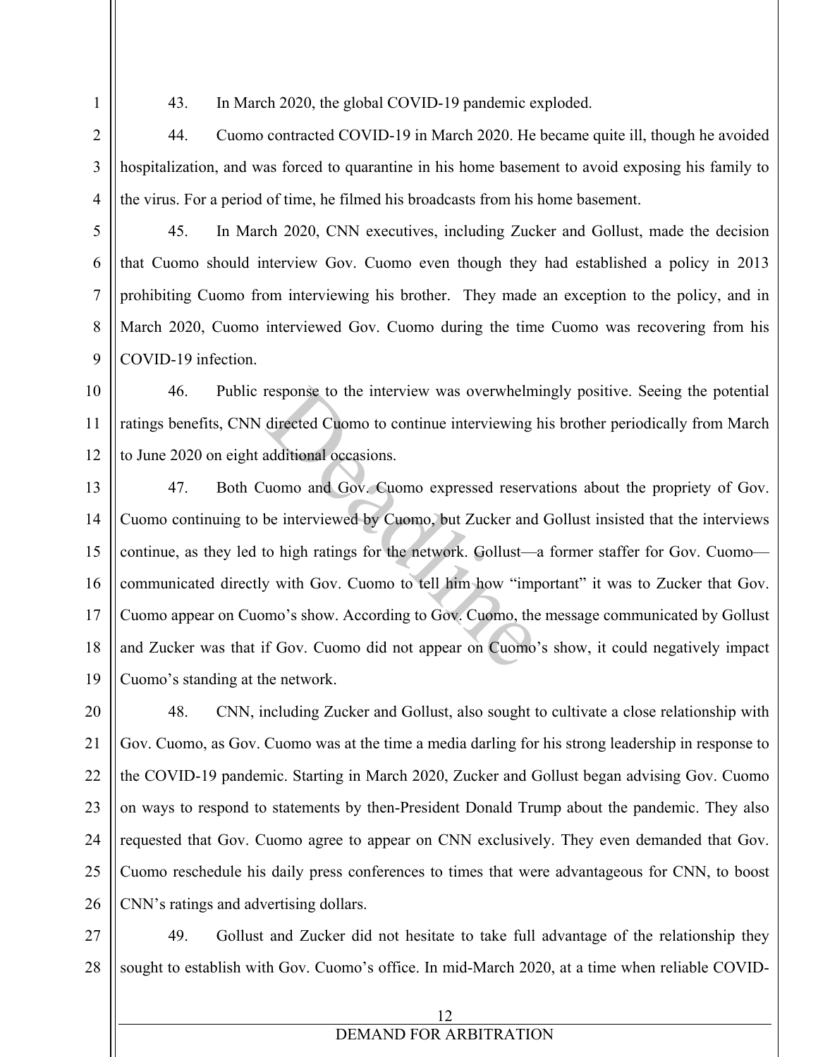43. In March 2020, the global COVID-19 pandemic exploded.

44. Cuomo contracted COVID-19 in March 2020. He became quite ill, though he avoided hospitalization, and was forced to quarantine in his home basement to avoid exposing his family to the virus. For a period of time, he filmed his broadcasts from his home basement.

45. In March 2020, CNN executives, including Zucker and Gollust, made the decision that Cuomo should interview Gov. Cuomo even though they had established a policy in 2013 prohibiting Cuomo from interviewing his brother. They made an exception to the policy, and in March 2020, Cuomo interviewed Gov. Cuomo during the time Cuomo was recovering from his COVID-19 infection.

46. Public response to the interview was overwhelmingly positive. Seeing the potential ratings benefits, CNN directed Cuomo to continue interviewing his brother periodically from March to June 2020 on eight additional occasions.

47. Both Cuomo and Gov. Cuomo expressed reservations about the propriety of Gov. Cuomo continuing to be interviewed by Cuomo, but Zucker and Gollust insisted that the interviews continue, as they led to high ratings for the network. Gollust—a former staffer for Gov. Cuomo—communicated directly with Gov. Cuomo to tell him how "important" it was to Zucker that Gov. Cuomo appear on Cuomo's show. According to Gov. Cuomo, the message communicated by Gollust and Zucker was that if Gov. Cuomo did not appear on Cuomo's show, it could negatively impact Cuomo's standing at the network.

48. CNN, including Zucker and Gollust, also sought to cultivate a close relationship with Gov. Cuomo, as Gov. Cuomo was at the time a media darling for his strong leadership in response to the COVID-19 pandemic. Starting in March 2020, Zucker and Gollust began advising Gov. Cuomo on ways to respond to statements by then-President Donald Trump about the pandemic. They also requested that Gov. Cuomo agree to appear on CNN exclusively. They even demanded that Gov. Cuomo reschedule his daily press conferences to times that were advantageous for CNN, to boost CNN's ratings and advertising dollars.

49. Gollust and Zucker did not hesitate to take full advantage of the relationship they sought to establish with Gov. Cuomo's office. In mid-March 2020, at a time when reliable COVID-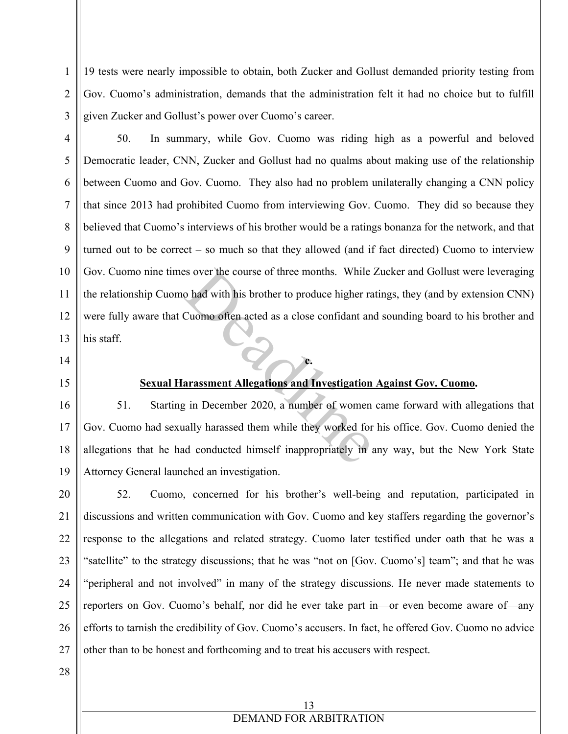19 tests were nearly impossible to obtain, both Zucker and Gollust demanded priority testing from Gov. Cuomo's administration, demands that the administration felt it had no choice but to fulfill given Zucker and Gollust's power over Cuomo's career.

50. In summary, while Gov. Cuomo was riding high as a powerful and beloved Democratic leader, CNN, Zucker and Gollust had no qualms about making use of the relationship between Cuomo and Gov. Cuomo. They also had no problem unilaterally changing a CNN policy that since 2013 had prohibited Cuomo from interviewing Gov. Cuomo. They did so because they believed that Cuomo's interviews of his brother would be a ratings bonanza for the network, and that turned out to be correct – so much so that they allowed (and if fact directed) Cuomo to interview Gov. Cuomo nine times over the course of three months. While Zucker and Gollust were leveraging the relationship Cuomo had with his brother to produce higher ratings, they (and by extension CNN) were fully aware that Cuomo often acted as a close confidant and sounding board to his brother and his staff.

**c.**

**Sexual Harassment Allegations and Investigation Against Gov. Cuomo.**

51. Starting in December 2020, a number of women came forward with allegations that Gov. Cuomo had sexually harassed them while they worked for his office. Gov. Cuomo denied the allegations that he had conducted himself inappropriately in any way, but the New York State Attorney General launched an investigation.

52. Cuomo, concerned for his brother's well-being and reputation, participated in discussions and written communication with Gov. Cuomo and key staffers regarding the governor's response to the allegations and related strategy. Cuomo later testified under oath that he was a "satellite" to the strategy discussions; that he was "not on [Gov. Cuomo's] team"; and that he was "peripheral and not involved" in many of the strategy discussions. He never made statements to reporters on Gov. Cuomo's behalf, nor did he ever take part in—or even become aware of—any efforts to tarnish the credibility of Gov. Cuomo's accusers. In fact, he offered Gov. Cuomo no advice other than to be honest and forthcoming and to treat his accusers with respect.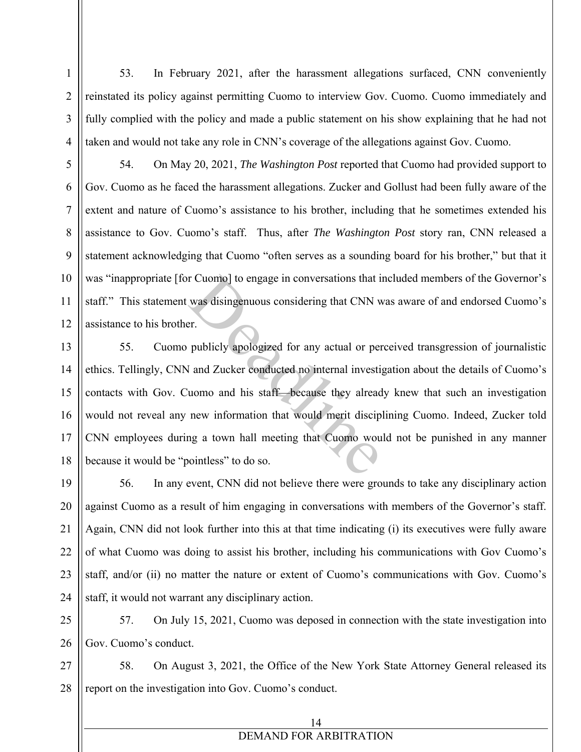53. In February 2021, after the harassment allegations surfaced, CNN conveniently reinstated its policy against permitting Cuomo to interview Gov. Cuomo. Cuomo immediately and fully complied with the policy and made a public statement on his show explaining that he had not taken and would not take any role in CNN's coverage of the allegations against Gov. Cuomo.

54. On May 20, 2021, *The Washington Post* reported that Cuomo had provided support to Gov. Cuomo as he faced the harassment allegations. Zucker and Gollust had been fully aware of the extent and nature of Cuomo's assistance to his brother, including that he sometimes extended his assistance to Gov. Cuomo's staff. Thus, after *The Washington Post* story ran, CNN released a statement acknowledging that Cuomo "often serves as a sounding board for his brother," but that it was "inappropriate [for Cuomo] to engage in conversations that included members of the Governor's staff." This statement was disingenuous considering that CNN was aware of and endorsed Cuomo's assistance to his brother.

55. Cuomo publicly apologized for any actual or perceived transgression of journalistic ethics. Tellingly, CNN and Zucker conducted no internal investigation about the details of Cuomo's contacts with Gov. Cuomo and his staff—because they already knew that such an investigation would not reveal any new information that would merit disciplining Cuomo. Indeed, Zucker told CNN employees during a town hall meeting that Cuomo would not be punished in any manner because it would be "pointless" to do so.

56. In any event, CNN did not believe there were grounds to take any disciplinary action against Cuomo as a result of him engaging in conversations with members of the Governor's staff. Again, CNN did not look further into this at that time indicating (i) its executives were fully aware of what Cuomo was doing to assist his brother, including his communications with Gov Cuomo's staff, and/or (ii) no matter the nature or extent of Cuomo's communications with Gov. Cuomo's staff, it would not warrant any disciplinary action.

57. On July 15, 2021, Cuomo was deposed in connection with the state investigation into Gov. Cuomo's conduct.

58. On August 3, 2021, the Office of the New York State Attorney General released its report on the investigation into Gov. Cuomo's conduct.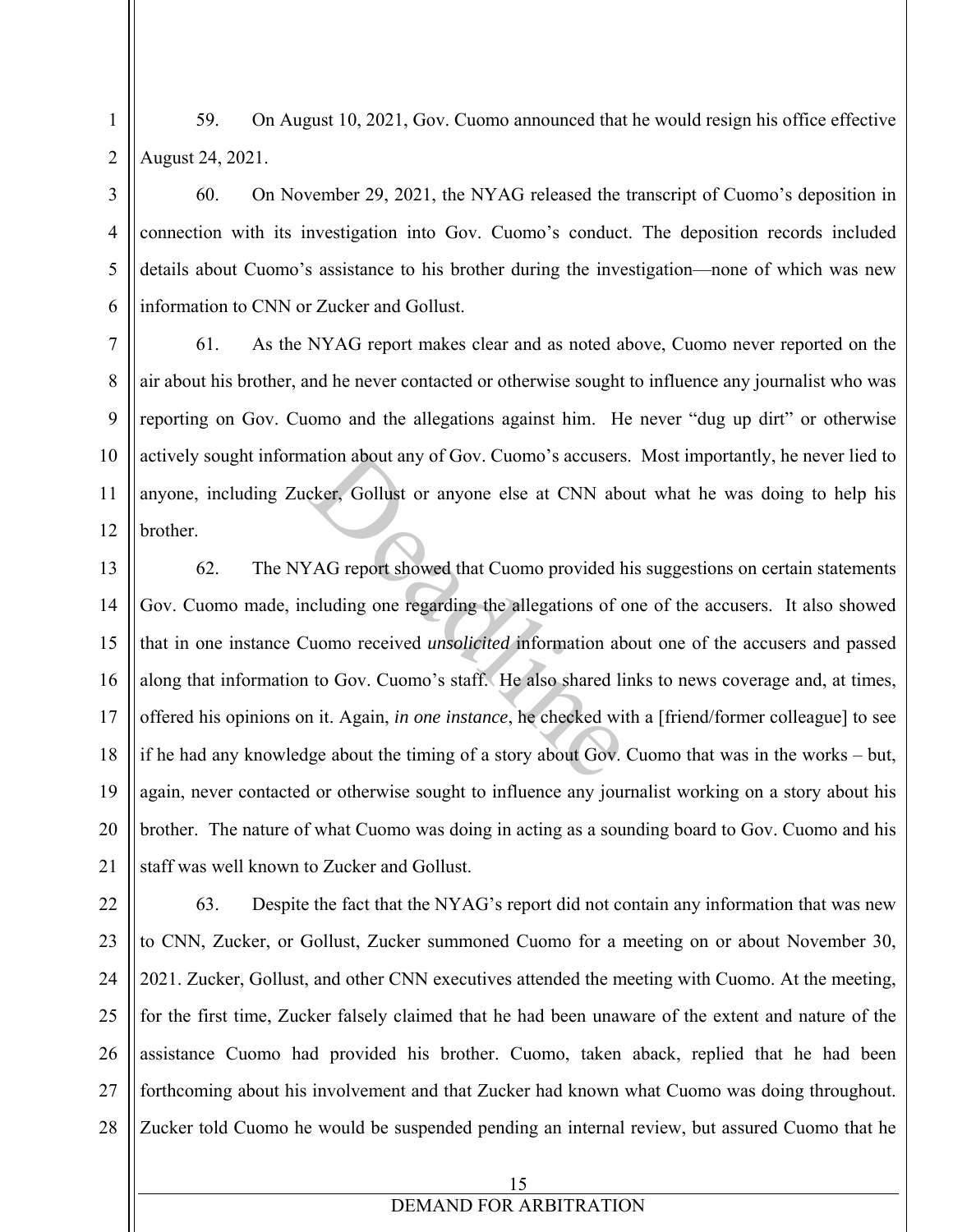59. On August 10, 2021, Gov. Cuomo announced that he would resign his office effective August 24, 2021.

60. On November 29, 2021, the NYAG released the transcript of Cuomo's deposition in connection with its investigation into Gov. Cuomo's conduct. The deposition records included details about Cuomo's assistance to his brother during the investigation—none of which was new information to CNN or Zucker and Gollust.

61. As the NYAG report makes clear and as noted above, Cuomo never reported on the air about his brother, and he never contacted or otherwise sought to influence any journalist who was reporting on Gov. Cuomo and the allegations against him. He never "dug up dirt" or otherwise actively sought information about any of Gov. Cuomo's accusers. Most importantly, he never lied to anyone, including Zucker, Gollust or anyone else at CNN about what he was doing to help his brother.

62. The NYAG report showed that Cuomo provided his suggestions on certain statements Gov. Cuomo made, including one regarding the allegations of one of the accusers. It also showed that in one instance Cuomo received *unsolicited* information about one of the accusers and passed along that information to Gov. Cuomo's staff. He also shared links to news coverage and, at times, offered his opinions on it. Again, *in one instance*, he checked with a [friend/former colleague] to see if he had any knowledge about the timing of a story about Gov. Cuomo that was in the works – but, again, never contacted or otherwise sought to influence any journalist working on a story about his brother. The nature of what Cuomo was doing in acting as a sounding board to Gov. Cuomo and his staff was well known to Zucker and Gollust.

63. Despite the fact that the NYAG's report did not contain any information that was new to CNN, Zucker, or Gollust, Zucker summoned Cuomo for a meeting on or about November 30, 2021. Zucker, Gollust, and other CNN executives attended the meeting with Cuomo. At the meeting, for the first time, Zucker falsely claimed that he had been unaware of the extent and nature of the assistance Cuomo had provided his brother. Cuomo, taken aback, replied that he had been forthcoming about his involvement and that Zucker had known what Cuomo was doing throughout. Zucker told Cuomo he would be suspended pending an internal review, but assured Cuomo that he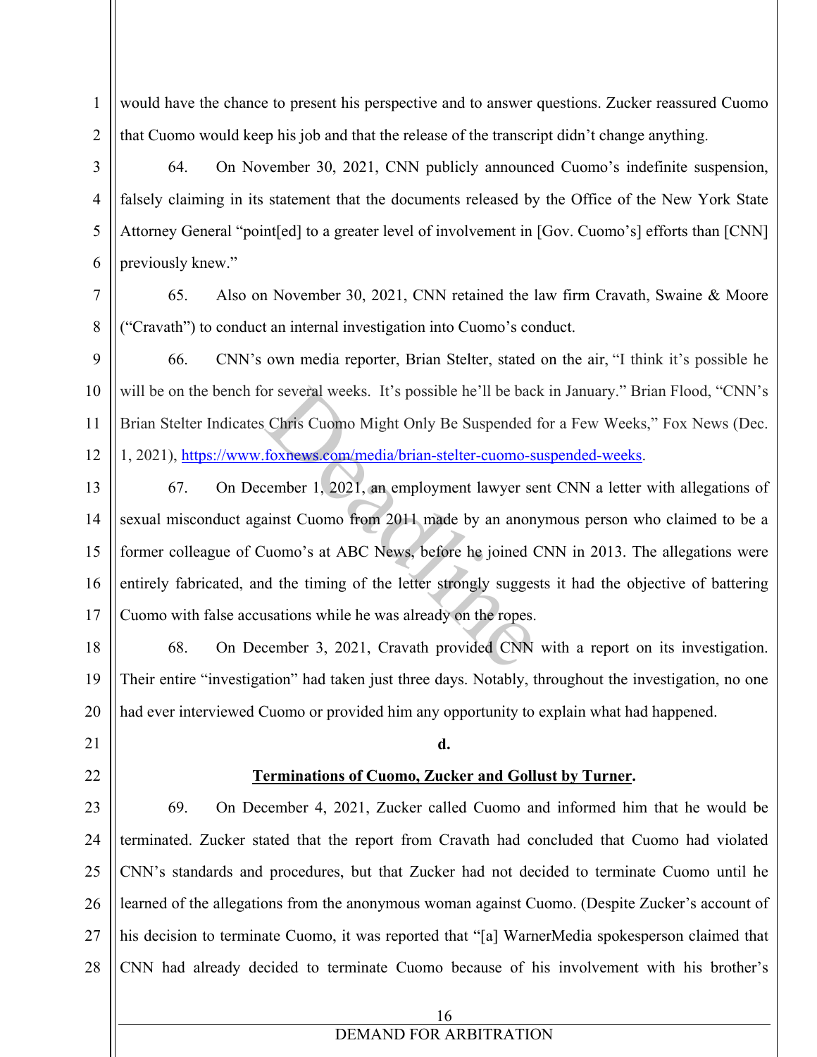would have the chance to present his perspective and to answer questions. Zucker reassured Cuomo that Cuomo would keep his job and that the release of the transcript didn't change anything.

64. On November 30, 2021, CNN publicly announced Cuomo's indefinite suspension, falsely claiming in its statement that the documents released by the Office of the New York State Attorney General "point[ed] to a greater level of involvement in [Gov. Cuomo's] efforts than [CNN] previously knew."

65. Also on November 30, 2021, CNN retained the law firm Cravath, Swaine & Moore ("Cravath") to conduct an internal investigation into Cuomo's conduct.

66. CNN's own media reporter, Brian Stelter, stated on the air, "I think it's possible he will be on the bench for several weeks. It's possible he'll be back in January." Brian Flood, "CNN's Brian Stelter Indicates Chris Cuomo Might Only Be Suspended for a Few Weeks," Fox News (Dec. 1, 2021), https://www.foxnews.com/media/brian-stelter-cuomo-suspended-weeks.

67. On December 1, 2021, an employment lawyer sent CNN a letter with allegations of sexual misconduct against Cuomo from 2011 made by an anonymous person who claimed to be a former colleague of Cuomo's at ABC News, before he joined CNN in 2013. The allegations were entirely fabricated, and the timing of the letter strongly suggests it had the objective of battering Cuomo with false accusations while he was already on the ropes.

68. On December 3, 2021, Cravath provided CNN with a report on its investigation. Their entire "investigation" had taken just three days. Notably, throughout the investigation, no one had ever interviewed Cuomo or provided him any opportunity to explain what had happened.

**d.**

**Terminations of Cuomo, Zucker and Gollust by Turner.**

69. On December 4, 2021, Zucker called Cuomo and informed him that he would be terminated. Zucker stated that the report from Cravath had concluded that Cuomo had violated CNN's standards and procedures, but that Zucker had not decided to terminate Cuomo until he learned of the allegations from the anonymous woman against Cuomo. (Despite Zucker's account of his decision to terminate Cuomo, it was reported that "[a] WarnerMedia spokesperson claimed that CNN had already decided to terminate Cuomo because of his involvement with his brother's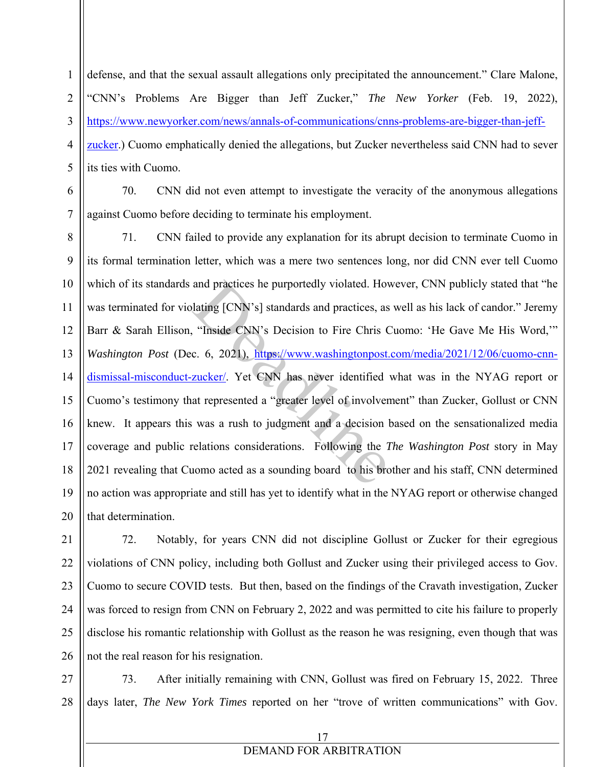defense, and that the sexual assault allegations only precipitated the announcement." Clare Malone, "CNN's Problems Are Bigger than Jeff Zucker," *The New Yorker* (Feb. 19, 2022), https://www.newyorker.com/news/annals-of-communications/cnns-problems-are-bigger-than-jeff-zucker.) Cuomo emphatically denied the allegations, but Zucker nevertheless said CNN had to sever its ties with Cuomo.

70. CNN did not even attempt to investigate the veracity of the anonymous allegations against Cuomo before deciding to terminate his employment.

71. CNN failed to provide any explanation for its abrupt decision to terminate Cuomo in its formal termination letter, which was a mere two sentences long, nor did CNN ever tell Cuomo which of its standards and practices he purportedly violated. However, CNN publicly stated that "he was terminated for violating [CNN's] standards and practices, as well as his lack of candor." Jeremy Barr & Sarah Ellison, "Inside CNN's Decision to Fire Chris Cuomo: 'He Gave Me His Word,'" *Washington Post* (Dec. 6, 2021), https://www.washingtonpost.com/media/2021/12/06/cuomo-cnn-dismissal-misconduct-zucker/. Yet CNN has never identified what was in the NYAG report or Cuomo's testimony that represented a "greater level of involvement" than Zucker, Gollust or CNN knew. It appears this was a rush to judgment and a decision based on the sensationalized media coverage and public relations considerations. Following the *The Washington Post* story in May 2021 revealing that Cuomo acted as a sounding board to his brother and his staff, CNN determined no action was appropriate and still has yet to identify what in the NYAG report or otherwise changed that determination.

72. Notably, for years CNN did not discipline Gollust or Zucker for their egregious violations of CNN policy, including both Gollust and Zucker using their privileged access to Gov. Cuomo to secure COVID tests. But then, based on the findings of the Cravath investigation, Zucker was forced to resign from CNN on February 2, 2022 and was permitted to cite his failure to properly disclose his romantic relationship with Gollust as the reason he was resigning, even though that was not the real reason for his resignation.

73. After initially remaining with CNN, Gollust was fired on February 15, 2022. Three days later, *The New York Times* reported on her "trove of written communications" with Gov.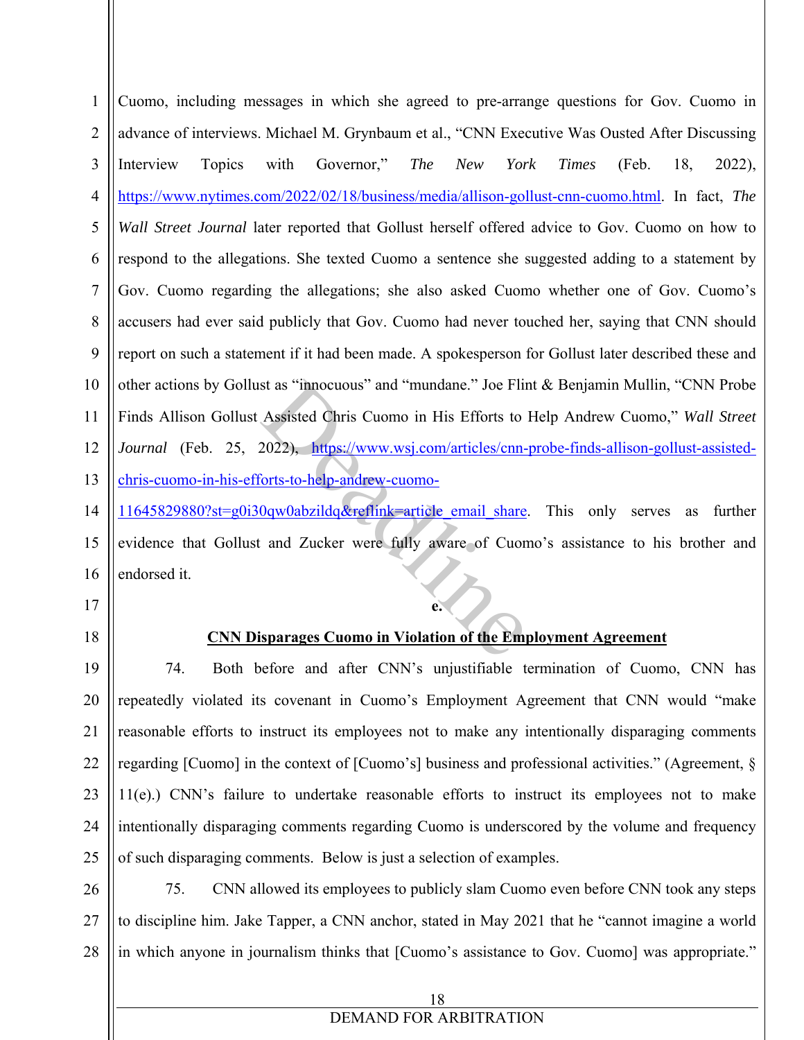Cuomo, including messages in which she agreed to pre-arrange questions for Gov. Cuomo in advance of interviews. Michael M. Grynbaum et al., "CNN Executive Was Ousted After Discussing Interview Topics with Governor," *The New York Times* (Feb. 18, 2022), https://www.nytimes.com/2022/02/18/business/media/allison-gollust-cnn-cuomo.html. In fact, *The Wall Street Journal* later reported that Gollust herself offered advice to Gov. Cuomo on how to respond to the allegations. She texted Cuomo a sentence she suggested adding to a statement by Gov. Cuomo regarding the allegations; she also asked Cuomo whether one of Gov. Cuomo's accusers had ever said publicly that Gov. Cuomo had never touched her, saying that CNN should report on such a statement if it had been made. A spokesperson for Gollust later described these and other actions by Gollust as "innocuous" and "mundane." Joe Flint & Benjamin Mullin, "CNN Probe Finds Allison Gollust Assisted Chris Cuomo in His Efforts to Help Andrew Cuomo," *Wall Street Journal* (Feb. 25, 2022), https://www.wsj.com/articles/cnn-probe-finds-allison-gollust-assisted-chris-cuomo-in-his-efforts-to-help-andrew-cuomo-11645829880?st=g0i30qw0abzildq&reflink=article_email_share. This only serves as further evidence that Gollust and Zucker were fully aware of Cuomo's assistance to his brother and endorsed it.

**e.**

**CNN Disparages Cuomo in Violation of the Employment Agreement**

74. Both before and after CNN's unjustifiable termination of Cuomo, CNN has repeatedly violated its covenant in Cuomo's Employment Agreement that CNN would "make reasonable efforts to instruct its employees not to make any intentionally disparaging comments regarding [Cuomo] in the context of [Cuomo's] business and professional activities." (Agreement, § 11(e).) CNN's failure to undertake reasonable efforts to instruct its employees not to make intentionally disparaging comments regarding Cuomo is underscored by the volume and frequency of such disparaging comments. Below is just a selection of examples.

75. CNN allowed its employees to publicly slam Cuomo even before CNN took any steps to discipline him. Jake Tapper, a CNN anchor, stated in May 2021 that he "cannot imagine a world in which anyone in journalism thinks that [Cuomo's assistance to Gov. Cuomo] was appropriate."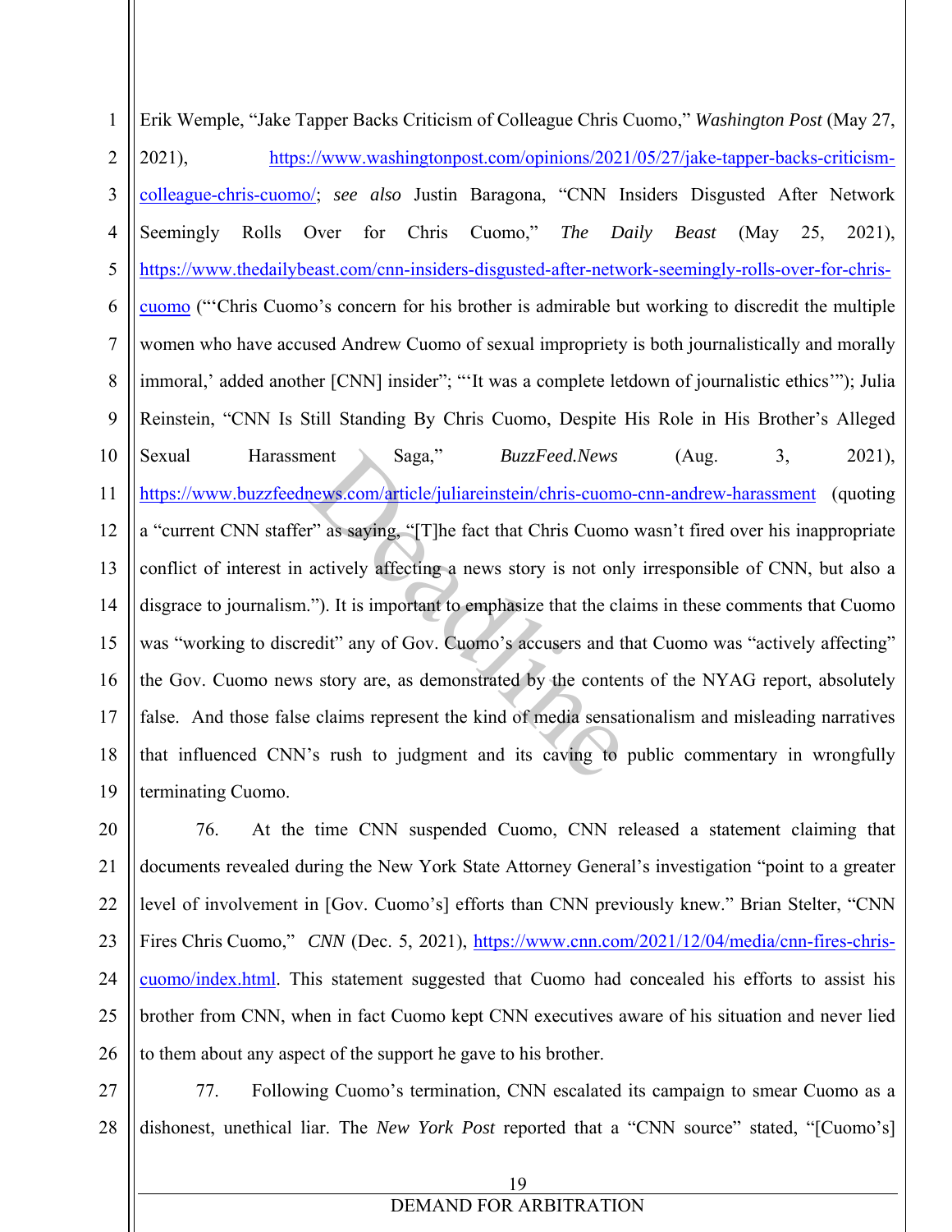Erik Wemple, "Jake Tapper Backs Criticism of Colleague Chris Cuomo," *Washington Post* (May 27, 2021), https://www.washingtonpost.com/opinions/2021/05/27/jake-tapper-backs-criticism-colleague-chris-cuomo/; *see also* Justin Baragona, "CNN Insiders Disgusted After Network Seemingly Rolls Over for Chris Cuomo," *The Daily Beast* (May 25, 2021), https://www.thedailybeast.com/cnn-insiders-disgusted-after-network-seemingly-rolls-over-for-chris-cuomo ("'Chris Cuomo's concern for his brother is admirable but working to discredit the multiple women who have accused Andrew Cuomo of sexual impropriety is both journalistically and morally immoral,' added another [CNN] insider"; "'It was a complete letdown of journalistic ethics'"); Julia Reinstein, "CNN Is Still Standing By Chris Cuomo, Despite His Role in His Brother's Alleged Sexual Harassment Saga," *BuzzFeed.News* (Aug. 3, 2021), https://www.buzzfeednews.com/article/juliareinstein/chris-cuomo-cnn-andrew-harassment (quoting a "current CNN staffer" as saying, "[T]he fact that Chris Cuomo wasn't fired over his inappropriate conflict of interest in actively affecting a news story is not only irresponsible of CNN, but also a disgrace to journalism."). It is important to emphasize that the claims in these comments that Cuomo was "working to discredit" any of Gov. Cuomo's accusers and that Cuomo was "actively affecting" the Gov. Cuomo news story are, as demonstrated by the contents of the NYAG report, absolutely false. And those false claims represent the kind of media sensationalism and misleading narratives that influenced CNN's rush to judgment and its caving to public commentary in wrongfully terminating Cuomo.

76. At the time CNN suspended Cuomo, CNN released a statement claiming that documents revealed during the New York State Attorney General's investigation "point to a greater level of involvement in [Gov. Cuomo's] efforts than CNN previously knew." Brian Stelter, "CNN Fires Chris Cuomo," *CNN* (Dec. 5, 2021), https://www.cnn.com/2021/12/04/media/cnn-fires-chris-cuomo/index.html. This statement suggested that Cuomo had concealed his efforts to assist his brother from CNN, when in fact Cuomo kept CNN executives aware of his situation and never lied to them about any aspect of the support he gave to his brother.

77. Following Cuomo's termination, CNN escalated its campaign to smear Cuomo as a dishonest, unethical liar. The *New York Post* reported that a "CNN source" stated, "[Cuomo's]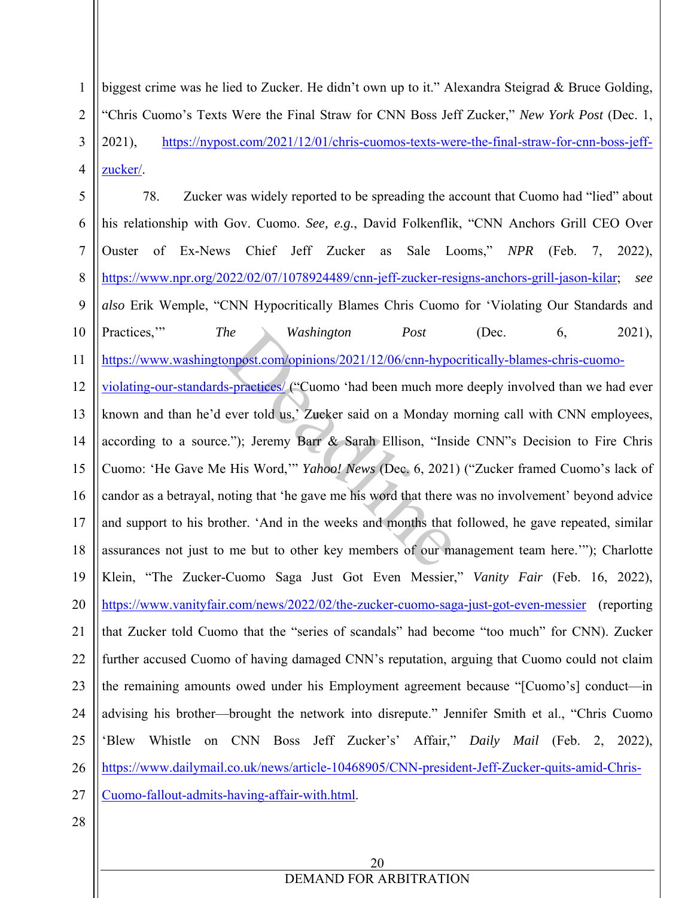biggest crime was he lied to Zucker. He didn't own up to it." Alexandra Steigrad & Bruce Golding, "Chris Cuomo's Texts Were the Final Straw for CNN Boss Jeff Zucker," *New York Post* (Dec. 1, 2021), https://nypost.com/2021/12/01/chris-cuomos-texts-were-the-final-straw-for-cnn-boss-jeff-zucker/.

78. Zucker was widely reported to be spreading the account that Cuomo had "lied" about his relationship with Gov. Cuomo. *See, e.g.*, David Folkenflik, "CNN Anchors Grill CEO Over Ouster of Ex-News Chief Jeff Zucker as Sale Looms," *NPR* (Feb. 7, 2022), https://www.npr.org/2022/02/07/1078924489/cnn-jeff-zucker-resigns-anchors-grill-jason-kilar; *see also* Erik Wemple, "CNN Hypocritically Blames Chris Cuomo for 'Violating Our Standards and Practices,'" *The Washington Post* (Dec. 6, 2021), https://www.washingtonpost.com/opinions/2021/12/06/cnn-hypocritically-blames-chris-cuomo-violating-our-standards-practices/ ("Cuomo 'had been much more deeply involved than we had ever known and than he'd ever told us,' Zucker said on a Monday morning call with CNN employees, according to a source."); Jeremy Barr & Sarah Ellison, "Inside CNN"s Decision to Fire Chris Cuomo: 'He Gave Me His Word,'" *Yahoo! News* (Dec. 6, 2021) ("Zucker framed Cuomo's lack of candor as a betrayal, noting that 'he gave me his word that there was no involvement' beyond advice and support to his brother. 'And in the weeks and months that followed, he gave repeated, similar assurances not just to me but to other key members of our management team here.'"); Charlotte Klein, "The Zucker-Cuomo Saga Just Got Even Messier," *Vanity Fair* (Feb. 16, 2022), https://www.vanityfair.com/news/2022/02/the-zucker-cuomo-saga-just-got-even-messier (reporting that Zucker told Cuomo that the "series of scandals" had become "too much" for CNN). Zucker further accused Cuomo of having damaged CNN's reputation, arguing that Cuomo could not claim the remaining amounts owed under his Employment agreement because "[Cuomo's] conduct—in advising his brother—brought the network into disrepute." Jennifer Smith et al., "Chris Cuomo 'Blew Whistle on CNN Boss Jeff Zucker's' Affair," *Daily Mail* (Feb. 2, 2022), https://www.dailymail.co.uk/news/article-10468905/CNN-president-Jeff-Zucker-quits-amid-Chris-Cuomo-fallout-admits-having-affair-with.html.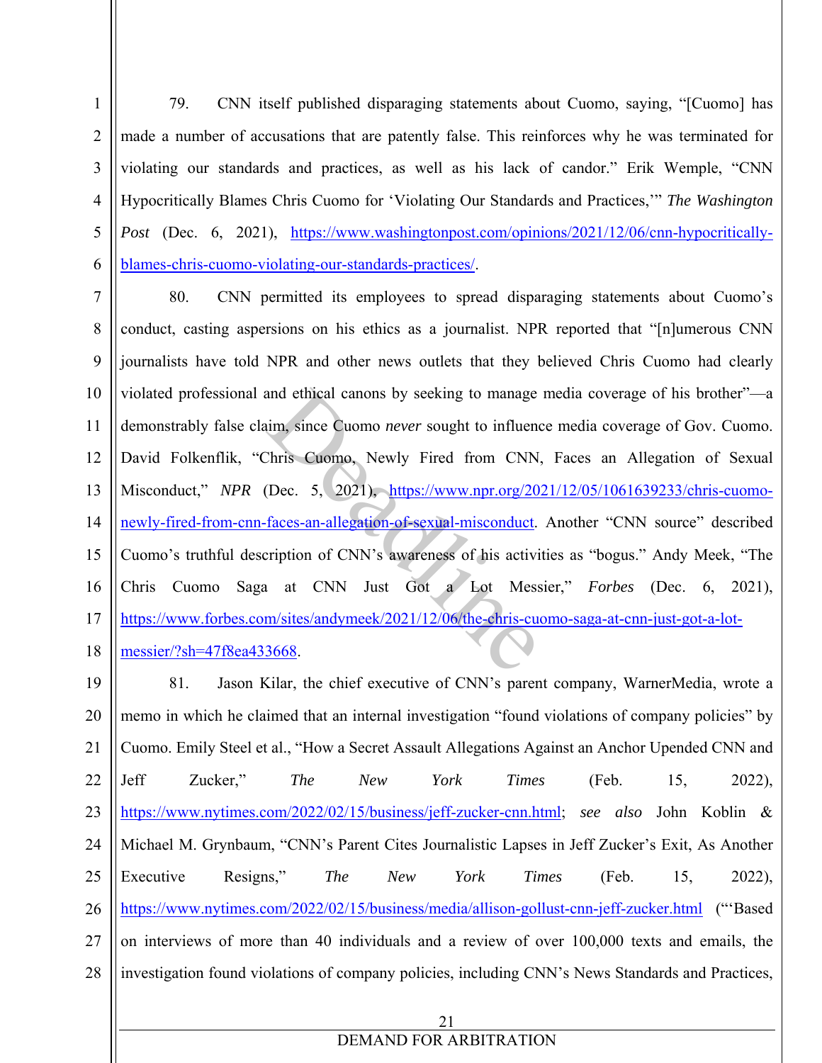79. CNN itself published disparaging statements about Cuomo, saying, "[Cuomo] has made a number of accusations that are patently false. This reinforces why he was terminated for violating our standards and practices, as well as his lack of candor." Erik Wemple, "CNN Hypocritically Blames Chris Cuomo for 'Violating Our Standards and Practices,'" *The Washington Post* (Dec. 6, 2021), https://www.washingtonpost.com/opinions/2021/12/06/cnn-hypocritically-blames-chris-cuomo-violating-our-standards-practices/.

80. CNN permitted its employees to spread disparaging statements about Cuomo's conduct, casting aspersions on his ethics as a journalist. NPR reported that "[n]umerous CNN journalists have told NPR and other news outlets that they believed Chris Cuomo had clearly violated professional and ethical canons by seeking to manage media coverage of his brother"—a demonstrably false claim, since Cuomo *never* sought to influence media coverage of Gov. Cuomo. David Folkenflik, "Chris Cuomo, Newly Fired from CNN, Faces an Allegation of Sexual Misconduct," *NPR* (Dec. 5, 2021), https://www.npr.org/2021/12/05/1061639233/chris-cuomo-newly-fired-from-cnn-faces-an-allegation-of-sexual-misconduct. Another "CNN source" described Cuomo's truthful description of CNN's awareness of his activities as "bogus." Andy Meek, "The Chris Cuomo Saga at CNN Just Got a Lot Messier," *Forbes* (Dec. 6, 2021), https://www.forbes.com/sites/andymeek/2021/12/06/the-chris-cuomo-saga-at-cnn-just-got-a-lot-messier/?sh=47f8ea433668.

81. Jason Kilar, the chief executive of CNN's parent company, WarnerMedia, wrote a memo in which he claimed that an internal investigation "found violations of company policies" by Cuomo. Emily Steel et al., "How a Secret Assault Allegations Against an Anchor Upended CNN and Jeff Zucker," *The New York Times* (Feb. 15, 2022), https://www.nytimes.com/2022/02/15/business/jeff-zucker-cnn.html; *see also* John Koblin & Michael M. Grynbaum, "CNN's Parent Cites Journalistic Lapses in Jeff Zucker's Exit, As Another Executive Resigns," *The New York Times* (Feb. 15, 2022), https://www.nytimes.com/2022/02/15/business/media/allison-gollust-cnn-jeff-zucker.html ("'Based on interviews of more than 40 individuals and a review of over 100,000 texts and emails, the investigation found violations of company policies, including CNN's News Standards and Practices,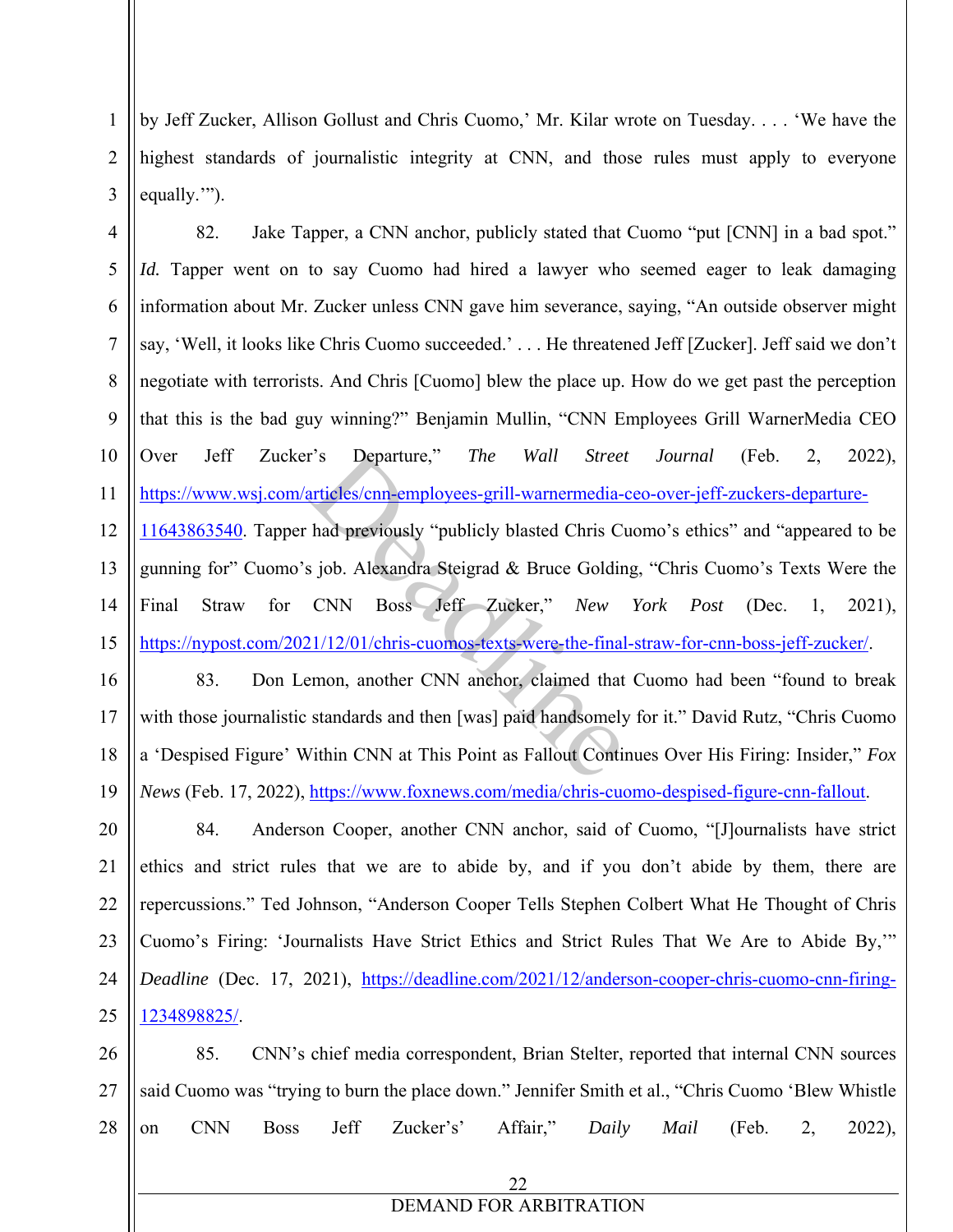by Jeff Zucker, Allison Gollust and Chris Cuomo,' Mr. Kilar wrote on Tuesday. . . . 'We have the highest standards of journalistic integrity at CNN, and those rules must apply to everyone equally.'").

82. Jake Tapper, a CNN anchor, publicly stated that Cuomo "put [CNN] in a bad spot." *Id.* Tapper went on to say Cuomo had hired a lawyer who seemed eager to leak damaging information about Mr. Zucker unless CNN gave him severance, saying, "An outside observer might say, 'Well, it looks like Chris Cuomo succeeded.' . . . He threatened Jeff [Zucker]. Jeff said we don't negotiate with terrorists. And Chris [Cuomo] blew the place up. How do we get past the perception that this is the bad guy winning?" Benjamin Mullin, "CNN Employees Grill WarnerMedia CEO Over Jeff Zucker's Departure," *The Wall Street Journal* (Feb. 2, 2022), https://www.wsj.com/articles/cnn-employees-grill-warnermedia-ceo-over-jeff-zuckers-departure-11643863540. Tapper had previously "publicly blasted Chris Cuomo's ethics" and "appeared to be gunning for" Cuomo's job. Alexandra Steigrad & Bruce Golding, "Chris Cuomo's Texts Were the Final Straw for CNN Boss Jeff Zucker," *New York Post* (Dec. 1, 2021), https://nypost.com/2021/12/01/chris-cuomos-texts-were-the-final-straw-for-cnn-boss-jeff-zucker/.

83. Don Lemon, another CNN anchor, claimed that Cuomo had been "found to break with those journalistic standards and then [was] paid handsomely for it." David Rutz, "Chris Cuomo a 'Despised Figure' Within CNN at This Point as Fallout Continues Over His Firing: Insider," *Fox News* (Feb. 17, 2022), https://www.foxnews.com/media/chris-cuomo-despised-figure-cnn-fallout.

84. Anderson Cooper, another CNN anchor, said of Cuomo, "[J]ournalists have strict ethics and strict rules that we are to abide by, and if you don't abide by them, there are repercussions." Ted Johnson, "Anderson Cooper Tells Stephen Colbert What He Thought of Chris Cuomo's Firing: 'Journalists Have Strict Ethics and Strict Rules That We Are to Abide By,'" *Deadline* (Dec. 17, 2021), https://deadline.com/2021/12/anderson-cooper-chris-cuomo-cnn-firing-1234898825/.

85. CNN's chief media correspondent, Brian Stelter, reported that internal CNN sources said Cuomo was "trying to burn the place down." Jennifer Smith et al., "Chris Cuomo 'Blew Whistle on CNN Boss Jeff Zucker's' Affair," *Daily Mail* (Feb. 2, 2022),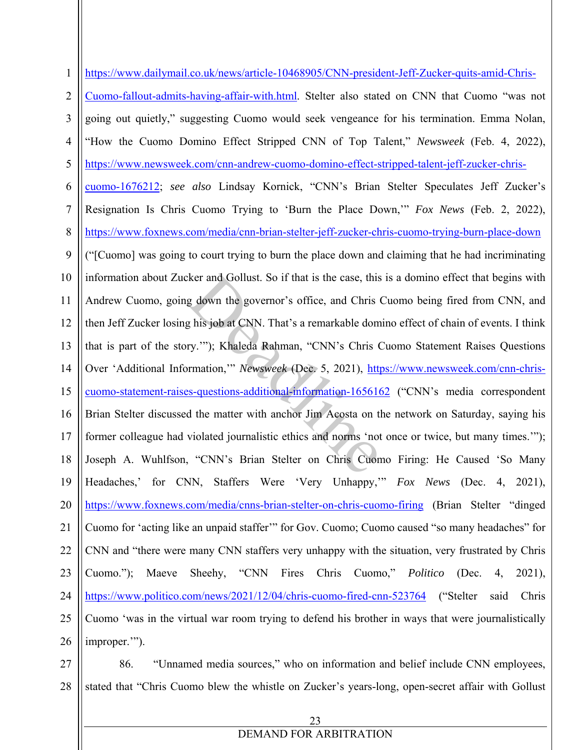https://www.dailymail.co.uk/news/article-10468905/CNN-president-Jeff-Zucker-quits-amid-Chris-Cuomo-fallout-admits-having-affair-with.html. Stelter also stated on CNN that Cuomo "was not going out quietly," suggesting Cuomo would seek vengeance for his termination. Emma Nolan, "How the Cuomo Domino Effect Stripped CNN of Top Talent," *Newsweek* (Feb. 4, 2022), https://www.newsweek.com/cnn-andrew-cuomo-domino-effect-stripped-talent-jeff-zucker-chris-cuomo-1676212; *see also* Lindsay Kornick, "CNN's Brian Stelter Speculates Jeff Zucker's Resignation Is Chris Cuomo Trying to 'Burn the Place Down,'" *Fox News* (Feb. 2, 2022), https://www.foxnews.com/media/cnn-brian-stelter-jeff-zucker-chris-cuomo-trying-burn-place-down ("[Cuomo] was going to court trying to burn the place down and claiming that he had incriminating information about Zucker and Gollust. So if that is the case, this is a domino effect that begins with Andrew Cuomo, going down the governor's office, and Chris Cuomo being fired from CNN, and then Jeff Zucker losing his job at CNN. That's a remarkable domino effect of chain of events. I think that is part of the story.'"); Khaleda Rahman, "CNN's Chris Cuomo Statement Raises Questions Over 'Additional Information,'" *Newsweek* (Dec. 5, 2021), https://www.newsweek.com/cnn-chris-cuomo-statement-raises-questions-additional-information-1656162 ("CNN's media correspondent Brian Stelter discussed the matter with anchor Jim Acosta on the network on Saturday, saying his former colleague had violated journalistic ethics and norms 'not once or twice, but many times.'"); Joseph A. Wuhlfson, "CNN's Brian Stelter on Chris Cuomo Firing: He Caused 'So Many Headaches,' for CNN, Staffers Were 'Very Unhappy,'" *Fox News* (Dec. 4, 2021), https://www.foxnews.com/media/cnns-brian-stelter-on-chris-cuomo-firing (Brian Stelter "dinged Cuomo for 'acting like an unpaid staffer'" for Gov. Cuomo; Cuomo caused "so many headaches" for CNN and "there were many CNN staffers very unhappy with the situation, very frustrated by Chris Cuomo."); Maeve Sheehy, "CNN Fires Chris Cuomo," *Politico* (Dec. 4, 2021), https://www.politico.com/news/2021/12/04/chris-cuomo-fired-cnn-523764 ("Stelter said Chris Cuomo 'was in the virtual war room trying to defend his brother in ways that were journalistically improper.'").

86. "Unnamed media sources," who on information and belief include CNN employees, stated that "Chris Cuomo blew the whistle on Zucker's years-long, open-secret affair with Gollust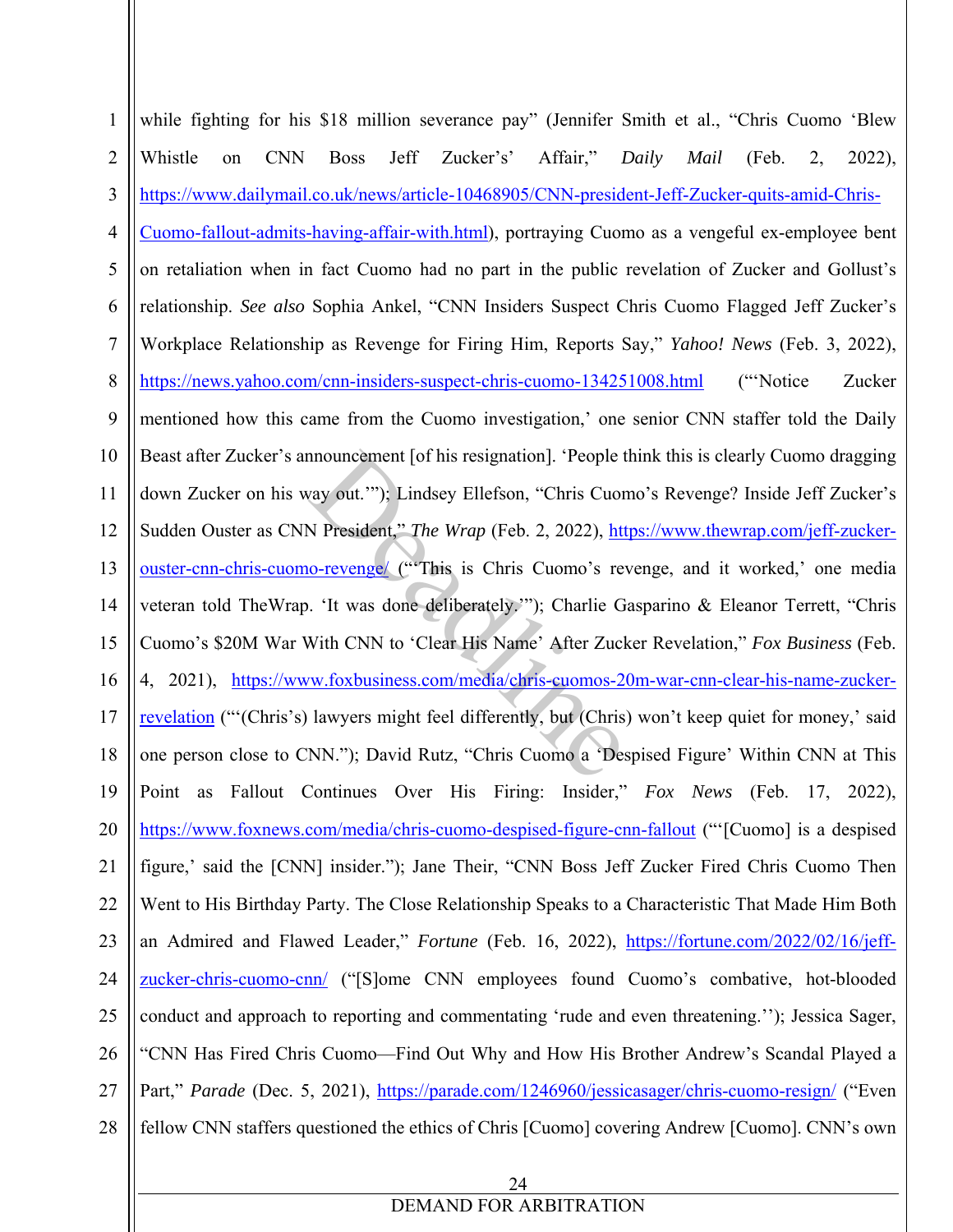while fighting for his $18 million severance pay" (Jennifer Smith et al., "Chris Cuomo 'Blew Whistle on CNN Boss Jeff Zucker's' Affair," *Daily Mail* (Feb. 2, 2022), https://www.dailymail.co.uk/news/article-10468905/CNN-president-Jeff-Zucker-quits-amid-Chris-Cuomo-fallout-admits-having-affair-with.html), portraying Cuomo as a vengeful ex-employee bent on retaliation when in fact Cuomo had no part in the public revelation of Zucker and Gollust's relationship. *See also* Sophia Ankel, "CNN Insiders Suspect Chris Cuomo Flagged Jeff Zucker's Workplace Relationship as Revenge for Firing Him, Reports Say," *Yahoo! News* (Feb. 3, 2022), https://news.yahoo.com/cnn-insiders-suspect-chris-cuomo-134251008.html ("'Notice Zucker mentioned how this came from the Cuomo investigation,' one senior CNN staffer told the Daily Beast after Zucker's announcement [of his resignation]. 'People think this is clearly Cuomo dragging down Zucker on his way out.'"); Lindsey Ellefson, "Chris Cuomo's Revenge? Inside Jeff Zucker's Sudden Ouster as CNN President," *The Wrap* (Feb. 2, 2022), https://www.thewrap.com/jeff-zucker-ouster-cnn-chris-cuomo-revenge/ ("'This is Chris Cuomo's revenge, and it worked,' one media veteran told TheWrap. 'It was done deliberately.'"); Charlie Gasparino & Eleanor Terrett, "Chris Cuomo's $20M War With CNN to 'Clear His Name' After Zucker Revelation," *Fox Business* (Feb. 4, 2021), https://www.foxbusiness.com/media/chris-cuomos-20m-war-cnn-clear-his-name-zucker-revelation ("'(Chris's) lawyers might feel differently, but (Chris) won't keep quiet for money,' said one person close to CNN."); David Rutz, "Chris Cuomo a 'Despised Figure' Within CNN at This Point as Fallout Continues Over His Firing: Insider," *Fox News* (Feb. 17, 2022), https://www.foxnews.com/media/chris-cuomo-despised-figure-cnn-fallout ("'[Cuomo] is a despised figure,' said the [CNN] insider."); Jane Their, "CNN Boss Jeff Zucker Fired Chris Cuomo Then Went to His Birthday Party. The Close Relationship Speaks to a Characteristic That Made Him Both an Admired and Flawed Leader," *Fortune* (Feb. 16, 2022), https://fortune.com/2022/02/16/jeff-zucker-chris-cuomo-cnn/ ("[S]ome CNN employees found Cuomo's combative, hot-blooded conduct and approach to reporting and commentating 'rude and even threatening.''); Jessica Sager, "CNN Has Fired Chris Cuomo—Find Out Why and How His Brother Andrew's Scandal Played a Part," *Parade* (Dec. 5, 2021), https://parade.com/1246960/jessicasager/chris-cuomo-resign/ ("Even fellow CNN staffers questioned the ethics of Chris [Cuomo] covering Andrew [Cuomo]. CNN's own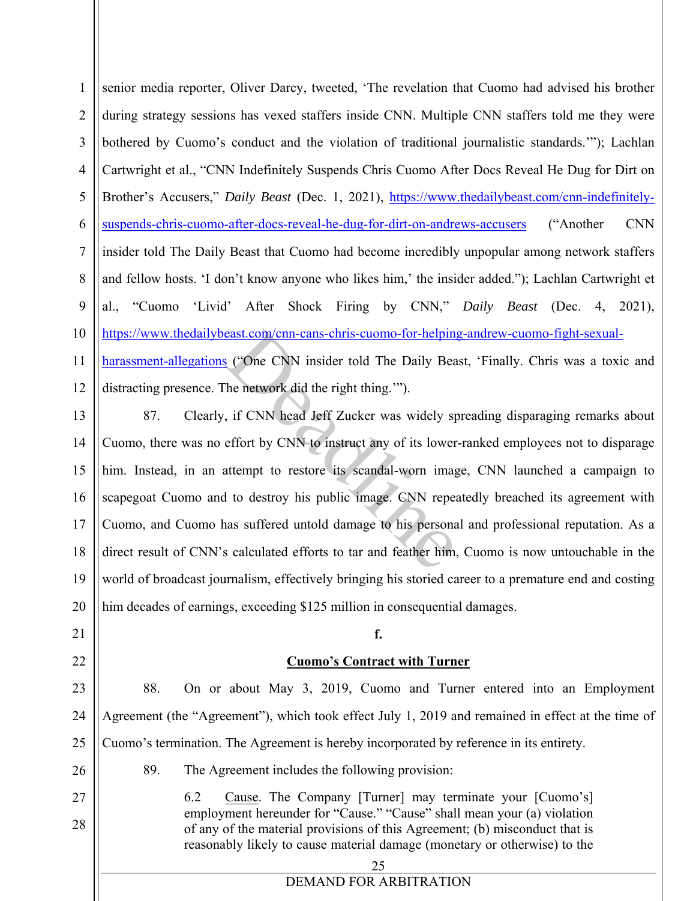senior media reporter, Oliver Darcy, tweeted, 'The revelation that Cuomo had advised his brother during strategy sessions has vexed staffers inside CNN. Multiple CNN staffers told me they were bothered by Cuomo's conduct and the violation of traditional journalistic standards.'"); Lachlan Cartwright et al., "CNN Indefinitely Suspends Chris Cuomo After Docs Reveal He Dug for Dirt on Brother's Accusers," *Daily Beast* (Dec. 1, 2021), https://www.thedailybeast.com/cnn-indefinitely-suspends-chris-cuomo-after-docs-reveal-he-dug-for-dirt-on-andrews-accusers ("Another CNN insider told The Daily Beast that Cuomo had become incredibly unpopular among network staffers and fellow hosts. 'I don't know anyone who likes him,' the insider added."); Lachlan Cartwright et al., "Cuomo 'Livid' After Shock Firing by CNN," *Daily Beast* (Dec. 4, 2021), https://www.thedailybeast.com/cnn-cans-chris-cuomo-for-helping-andrew-cuomo-fight-sexual-harassment-allegations ("One CNN insider told The Daily Beast, 'Finally. Chris was a toxic and distracting presence. The network did the right thing.'").

87. Clearly, if CNN head Jeff Zucker was widely spreading disparaging remarks about Cuomo, there was no effort by CNN to instruct any of its lower-ranked employees not to disparage him. Instead, in an attempt to restore its scandal-worn image, CNN launched a campaign to scapegoat Cuomo and to destroy his public image. CNN repeatedly breached its agreement with Cuomo, and Cuomo has suffered untold damage to his personal and professional reputation. As a direct result of CNN's calculated efforts to tar and feather him, Cuomo is now untouchable in the world of broadcast journalism, effectively bringing his storied career to a premature end and costing him decades of earnings, exceeding $125 million in consequential damages.

**f.**

**Cuomo's Contract with Turner**

88. On or about May 3, 2019, Cuomo and Turner entered into an Employment Agreement (the "Agreement"), which took effect July 1, 2019 and remained in effect at the time of Cuomo's termination. The Agreement is hereby incorporated by reference in its entirety.

89. The Agreement includes the following provision:

> 6.2 Cause. The Company [Turner] may terminate your [Cuomo's] employment hereunder for "Cause." "Cause" shall mean your (a) violation of any of the material provisions of this Agreement; (b) misconduct that is reasonably likely to cause material damage (monetary or otherwise) to the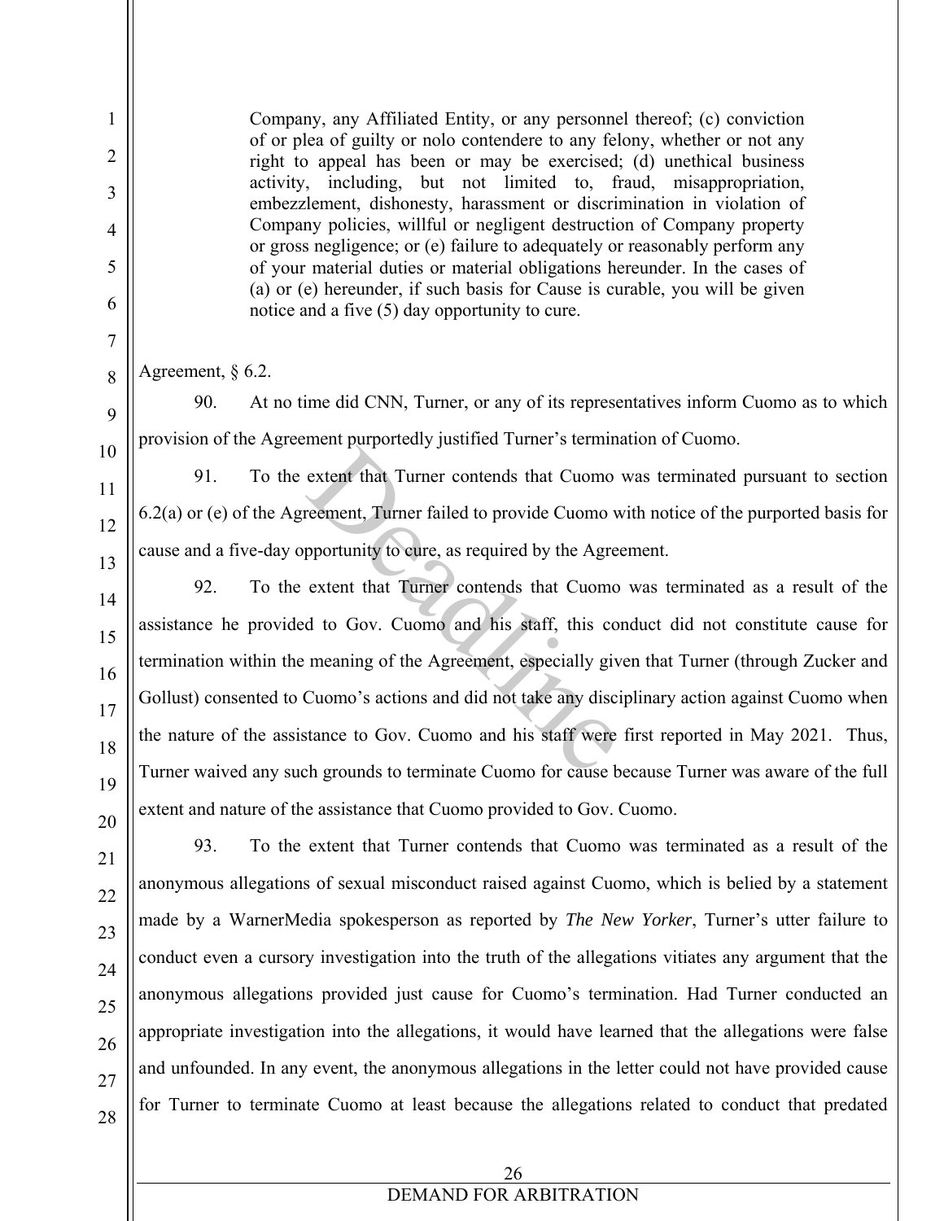> Company, any Affiliated Entity, or any personnel thereof; (c) conviction of or plea of guilty or nolo contendere to any felony, whether or not any right to appeal has been or may be exercised; (d) unethical business activity, including, but not limited to, fraud, misappropriation, embezzlement, dishonesty, harassment or discrimination in violation of Company policies, willful or negligent destruction of Company property or gross negligence; or (e) failure to adequately or reasonably perform any of your material duties or material obligations hereunder. In the cases of (a) or (e) hereunder, if such basis for Cause is curable, you will be given notice and a five (5) day opportunity to cure.

Agreement, § 6.2.

90. At no time did CNN, Turner, or any of its representatives inform Cuomo as to which provision of the Agreement purportedly justified Turner's termination of Cuomo.

91. To the extent that Turner contends that Cuomo was terminated pursuant to section 6.2(a) or (e) of the Agreement, Turner failed to provide Cuomo with notice of the purported basis for cause and a five-day opportunity to cure, as required by the Agreement.

92. To the extent that Turner contends that Cuomo was terminated as a result of the assistance he provided to Gov. Cuomo and his staff, this conduct did not constitute cause for termination within the meaning of the Agreement, especially given that Turner (through Zucker and Gollust) consented to Cuomo's actions and did not take any disciplinary action against Cuomo when the nature of the assistance to Gov. Cuomo and his staff were first reported in May 2021. Thus, Turner waived any such grounds to terminate Cuomo for cause because Turner was aware of the full extent and nature of the assistance that Cuomo provided to Gov. Cuomo.

93. To the extent that Turner contends that Cuomo was terminated as a result of the anonymous allegations of sexual misconduct raised against Cuomo, which is belied by a statement made by a WarnerMedia spokesperson as reported by *The New Yorker*, Turner's utter failure to conduct even a cursory investigation into the truth of the allegations vitiates any argument that the anonymous allegations provided just cause for Cuomo's termination. Had Turner conducted an appropriate investigation into the allegations, it would have learned that the allegations were false and unfounded. In any event, the anonymous allegations in the letter could not have provided cause for Turner to terminate Cuomo at least because the allegations related to conduct that predated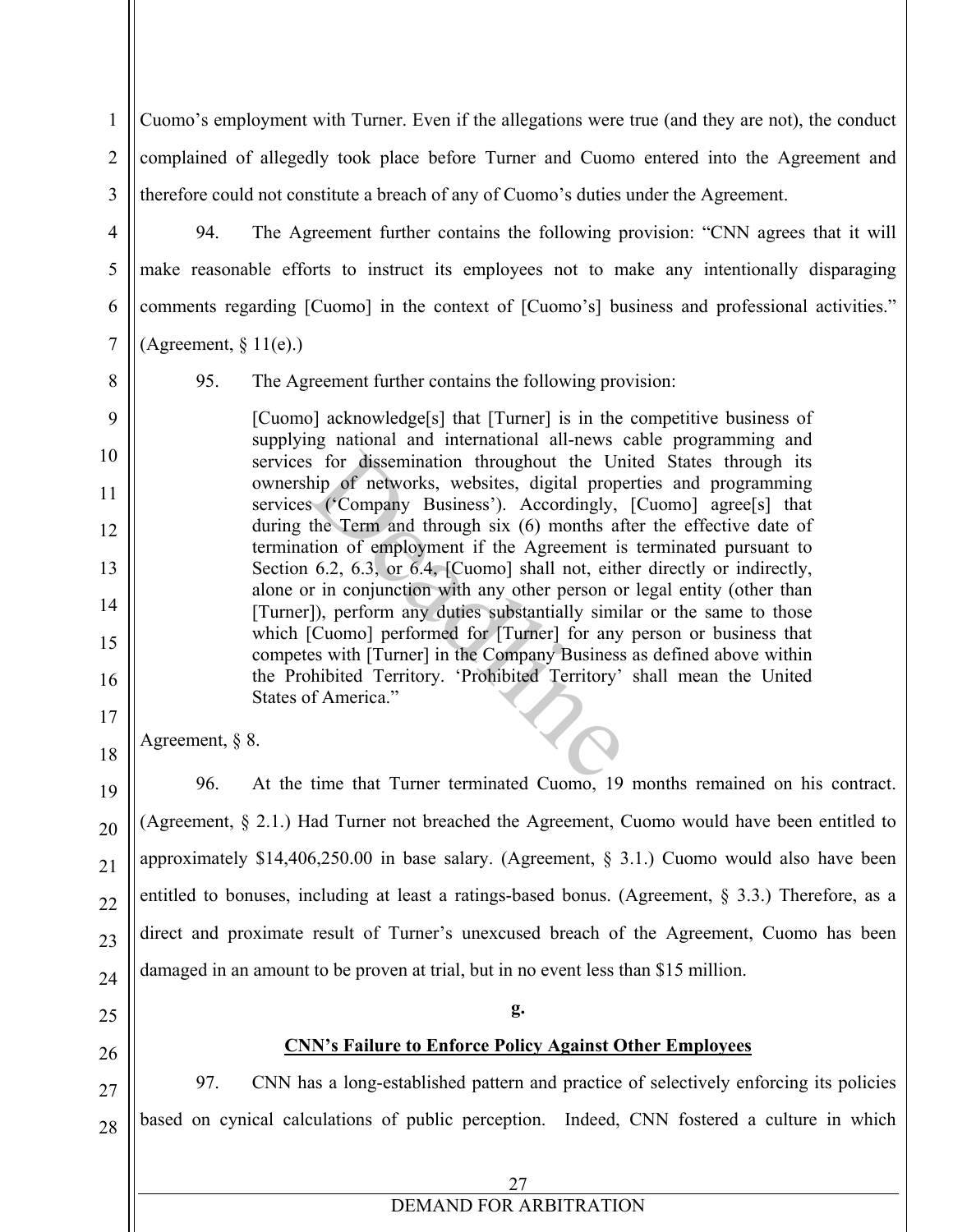Cuomo's employment with Turner. Even if the allegations were true (and they are not), the conduct complained of allegedly took place before Turner and Cuomo entered into the Agreement and therefore could not constitute a breach of any of Cuomo's duties under the Agreement.

94. The Agreement further contains the following provision: "CNN agrees that it will make reasonable efforts to instruct its employees not to make any intentionally disparaging comments regarding [Cuomo] in the context of [Cuomo's] business and professional activities." (Agreement, § 11(e).)

95. The Agreement further contains the following provision:

> [Cuomo] acknowledge[s] that [Turner] is in the competitive business of supplying national and international all-news cable programming and services for dissemination throughout the United States through its ownership of networks, websites, digital properties and programming services ('Company Business'). Accordingly, [Cuomo] agree[s] that during the Term and through six (6) months after the effective date of termination of employment if the Agreement is terminated pursuant to Section 6.2, 6.3, or 6.4, [Cuomo] shall not, either directly or indirectly, alone or in conjunction with any other person or legal entity (other than [Turner]), perform any duties substantially similar or the same to those which [Cuomo] performed for [Turner] for any person or business that competes with [Turner] in the Company Business as defined above within the Prohibited Territory. 'Prohibited Territory' shall mean the United States of America."

Agreement, § 8.

96. At the time that Turner terminated Cuomo, 19 months remained on his contract. (Agreement, § 2.1.) Had Turner not breached the Agreement, Cuomo would have been entitled to approximately $14,406,250.00 in base salary. (Agreement, § 3.1.) Cuomo would also have been entitled to bonuses, including at least a ratings-based bonus. (Agreement, § 3.3.) Therefore, as a direct and proximate result of Turner's unexcused breach of the Agreement, Cuomo has been damaged in an amount to be proven at trial, but in no event less than $15 million.

**g.**

**CNN's Failure to Enforce Policy Against Other Employees**

97. CNN has a long-established pattern and practice of selectively enforcing its policies based on cynical calculations of public perception. Indeed, CNN fostered a culture in which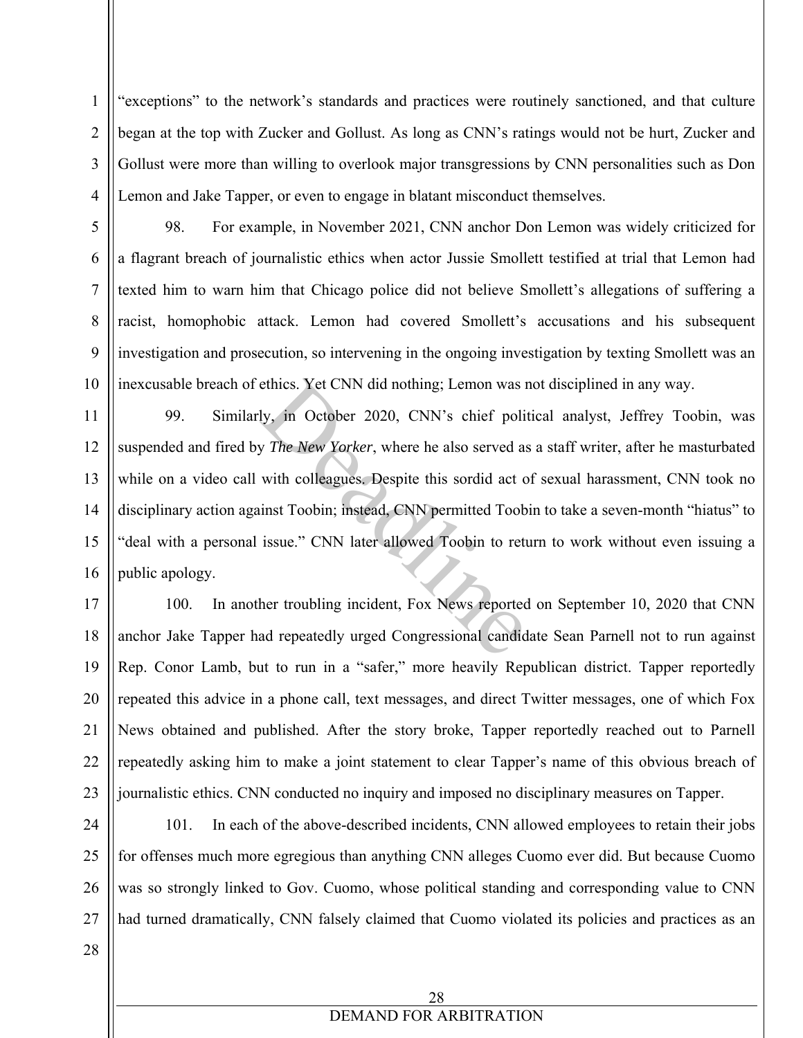"exceptions" to the network's standards and practices were routinely sanctioned, and that culture began at the top with Zucker and Gollust. As long as CNN's ratings would not be hurt, Zucker and Gollust were more than willing to overlook major transgressions by CNN personalities such as Don Lemon and Jake Tapper, or even to engage in blatant misconduct themselves.

98. For example, in November 2021, CNN anchor Don Lemon was widely criticized for a flagrant breach of journalistic ethics when actor Jussie Smollett testified at trial that Lemon had texted him to warn him that Chicago police did not believe Smollett's allegations of suffering a racist, homophobic attack. Lemon had covered Smollett's accusations and his subsequent investigation and prosecution, so intervening in the ongoing investigation by texting Smollett was an inexcusable breach of ethics. Yet CNN did nothing; Lemon was not disciplined in any way.

99. Similarly, in October 2020, CNN's chief political analyst, Jeffrey Toobin, was suspended and fired by *The New Yorker*, where he also served as a staff writer, after he masturbated while on a video call with colleagues. Despite this sordid act of sexual harassment, CNN took no disciplinary action against Toobin; instead, CNN permitted Toobin to take a seven-month "hiatus" to "deal with a personal issue." CNN later allowed Toobin to return to work without even issuing a public apology.

100. In another troubling incident, Fox News reported on September 10, 2020 that CNN anchor Jake Tapper had repeatedly urged Congressional candidate Sean Parnell not to run against Rep. Conor Lamb, but to run in a "safer," more heavily Republican district. Tapper reportedly repeated this advice in a phone call, text messages, and direct Twitter messages, one of which Fox News obtained and published. After the story broke, Tapper reportedly reached out to Parnell repeatedly asking him to make a joint statement to clear Tapper's name of this obvious breach of journalistic ethics. CNN conducted no inquiry and imposed no disciplinary measures on Tapper.

101. In each of the above-described incidents, CNN allowed employees to retain their jobs for offenses much more egregious than anything CNN alleges Cuomo ever did. But because Cuomo was so strongly linked to Gov. Cuomo, whose political standing and corresponding value to CNN had turned dramatically, CNN falsely claimed that Cuomo violated its policies and practices as an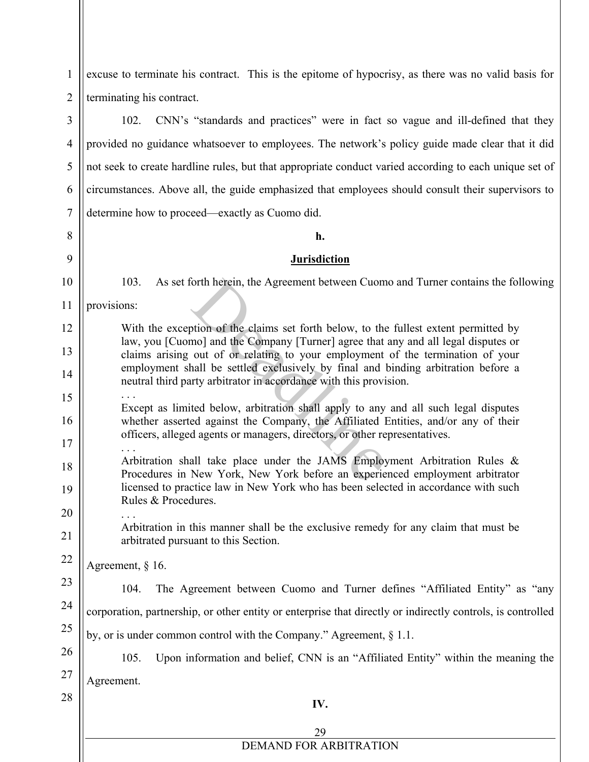excuse to terminate his contract. This is the epitome of hypocrisy, as there was no valid basis for terminating his contract.

102. CNN's "standards and practices" were in fact so vague and ill-defined that they provided no guidance whatsoever to employees. The network's policy guide made clear that it did not seek to create hardline rules, but that appropriate conduct varied according to each unique set of circumstances. Above all, the guide emphasized that employees should consult their supervisors to determine how to proceed—exactly as Cuomo did.

**h.**

**Jurisdiction**

103. As set forth herein, the Agreement between Cuomo and Turner contains the following provisions:

> With the exception of the claims set forth below, to the fullest extent permitted by law, you [Cuomo] and the Company [Turner] agree that any and all legal disputes or claims arising out of or relating to your employment of the termination of your employment shall be settled exclusively by final and binding arbitration before a neutral third party arbitrator in accordance with this provision.
>
> . . .
>
> Except as limited below, arbitration shall apply to any and all such legal disputes whether asserted against the Company, the Affiliated Entities, and/or any of their officers, alleged agents or managers, directors, or other representatives.
>
> . . .
>
> Arbitration shall take place under the JAMS Employment Arbitration Rules & Procedures in New York, New York before an experienced employment arbitrator licensed to practice law in New York who has been selected in accordance with such Rules & Procedures.
>
> . . .
>
> Arbitration in this manner shall be the exclusive remedy for any claim that must be arbitrated pursuant to this Section.

Agreement, § 16.

104. The Agreement between Cuomo and Turner defines "Affiliated Entity" as "any corporation, partnership, or other entity or enterprise that directly or indirectly controls, is controlled by, or is under common control with the Company." Agreement, § 1.1.

105. Upon information and belief, CNN is an "Affiliated Entity" within the meaning the Agreement.

**IV.**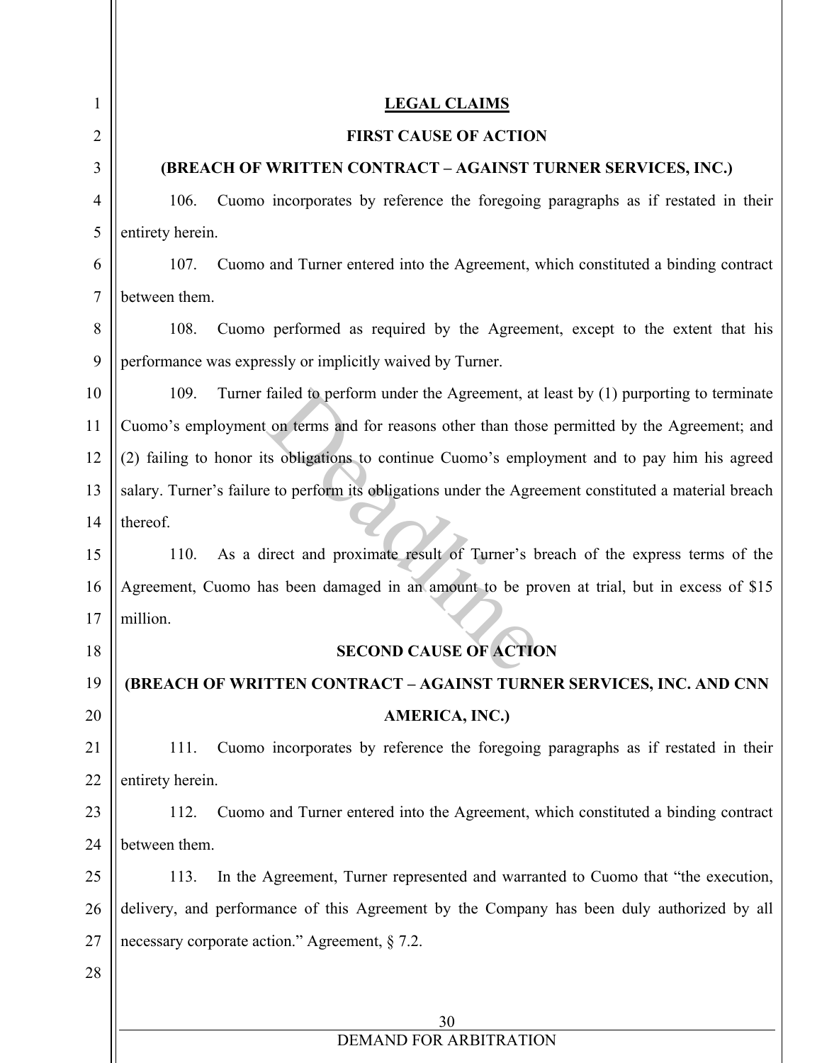## LEGAL CLAIMS

### FIRST CAUSE OF ACTION

### (BREACH OF WRITTEN CONTRACT – AGAINST TURNER SERVICES, INC.)

106. Cuomo incorporates by reference the foregoing paragraphs as if restated in their entirety herein.

107. Cuomo and Turner entered into the Agreement, which constituted a binding contract between them.

108. Cuomo performed as required by the Agreement, except to the extent that his performance was expressly or implicitly waived by Turner.

109. Turner failed to perform under the Agreement, at least by (1) purporting to terminate Cuomo's employment on terms and for reasons other than those permitted by the Agreement; and (2) failing to honor its obligations to continue Cuomo's employment and to pay him his agreed salary. Turner's failure to perform its obligations under the Agreement constituted a material breach thereof.

110. As a direct and proximate result of Turner's breach of the express terms of the Agreement, Cuomo has been damaged in an amount to be proven at trial, but in excess of $15 million.

### SECOND CAUSE OF ACTION

### (BREACH OF WRITTEN CONTRACT – AGAINST TURNER SERVICES, INC. AND CNN AMERICA, INC.)

111. Cuomo incorporates by reference the foregoing paragraphs as if restated in their entirety herein.

112. Cuomo and Turner entered into the Agreement, which constituted a binding contract between them.

113. In the Agreement, Turner represented and warranted to Cuomo that "the execution, delivery, and performance of this Agreement by the Company has been duly authorized by all necessary corporate action." Agreement, § 7.2.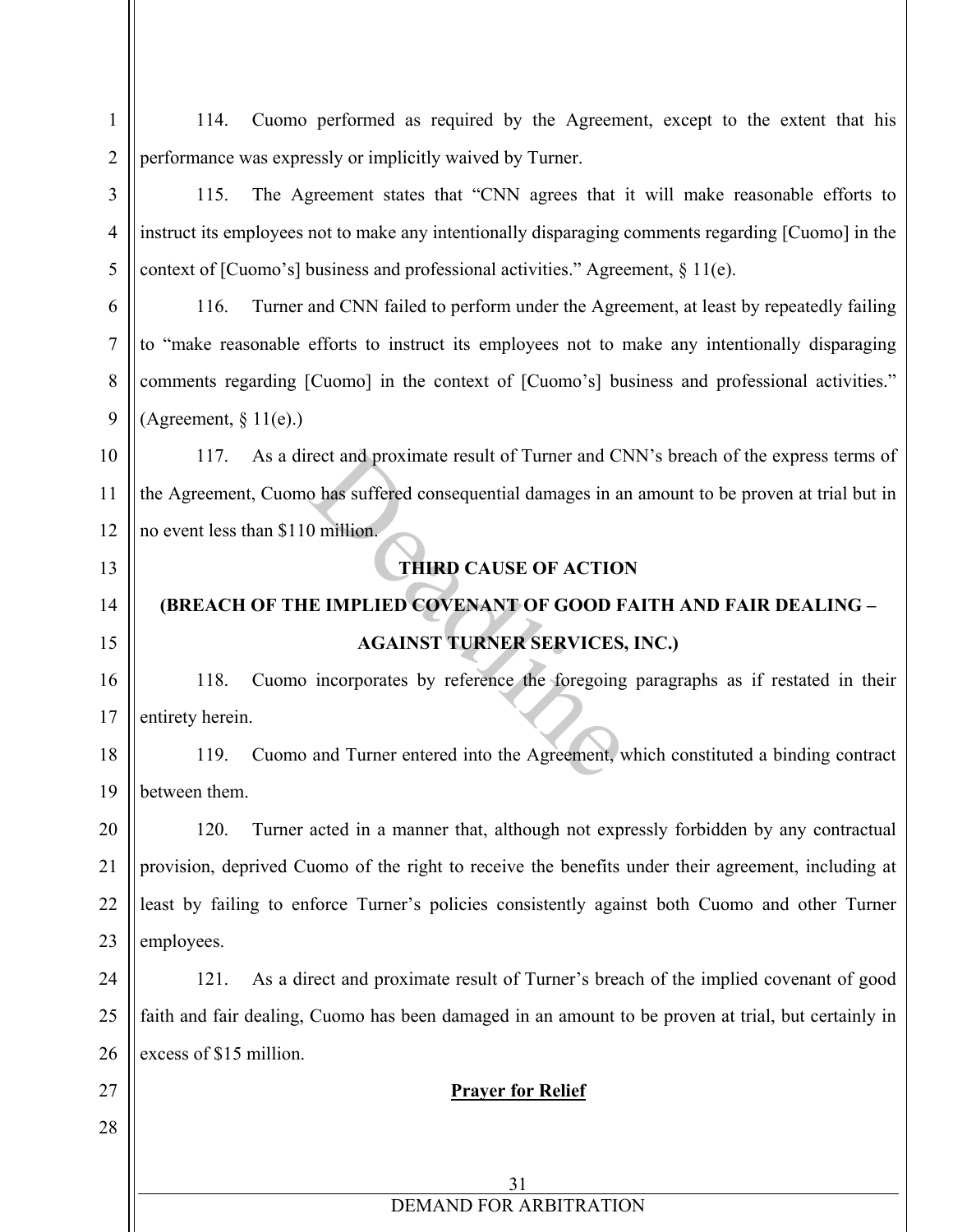114. Cuomo performed as required by the Agreement, except to the extent that his performance was expressly or implicitly waived by Turner.

115. The Agreement states that "CNN agrees that it will make reasonable efforts to instruct its employees not to make any intentionally disparaging comments regarding [Cuomo] in the context of [Cuomo's] business and professional activities." Agreement, § 11(e).

116. Turner and CNN failed to perform under the Agreement, at least by repeatedly failing to "make reasonable efforts to instruct its employees not to make any intentionally disparaging comments regarding [Cuomo] in the context of [Cuomo's] business and professional activities." (Agreement, § 11(e).)

117. As a direct and proximate result of Turner and CNN's breach of the express terms of the Agreement, Cuomo has suffered consequential damages in an amount to be proven at trial but in no event less than $110 million.

**THIRD CAUSE OF ACTION**

**(BREACH OF THE IMPLIED COVENANT OF GOOD FAITH AND FAIR DEALING – AGAINST TURNER SERVICES, INC.)**

118. Cuomo incorporates by reference the foregoing paragraphs as if restated in their entirety herein.

119. Cuomo and Turner entered into the Agreement, which constituted a binding contract between them.

120. Turner acted in a manner that, although not expressly forbidden by any contractual provision, deprived Cuomo of the right to receive the benefits under their agreement, including at least by failing to enforce Turner's policies consistently against both Cuomo and other Turner employees.

121. As a direct and proximate result of Turner's breach of the implied covenant of good faith and fair dealing, Cuomo has been damaged in an amount to be proven at trial, but certainly in excess of $15 million.

**Prayer for Relief**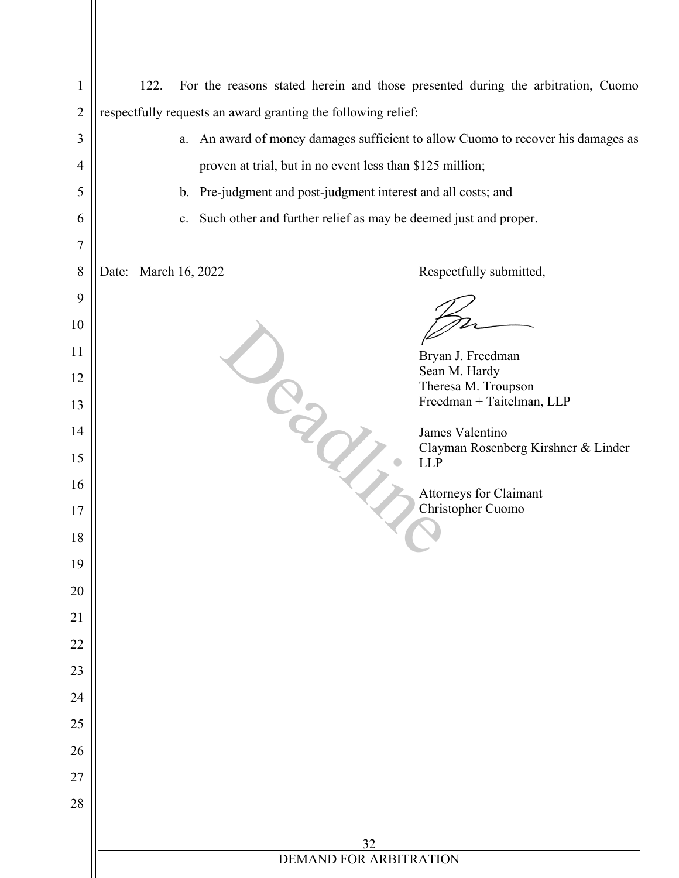122. For the reasons stated herein and those presented during the arbitration, Cuomo respectfully requests an award granting the following relief:

a. An award of money damages sufficient to allow Cuomo to recover his damages as proven at trial, but in no event less than $125 million;

b. Pre-judgment and post-judgment interest and all costs; and

c. Such other and further relief as may be deemed just and proper.

Date: March 16, 2022

Respectfully submitted,

Bryan J. Freedman
Sean M. Hardy
Theresa M. Troupson
Freedman + Taitelman, LLP

James Valentino
Clayman Rosenberg Kirshner & Linder LLP

Attorneys for Claimant
Christopher Cuomo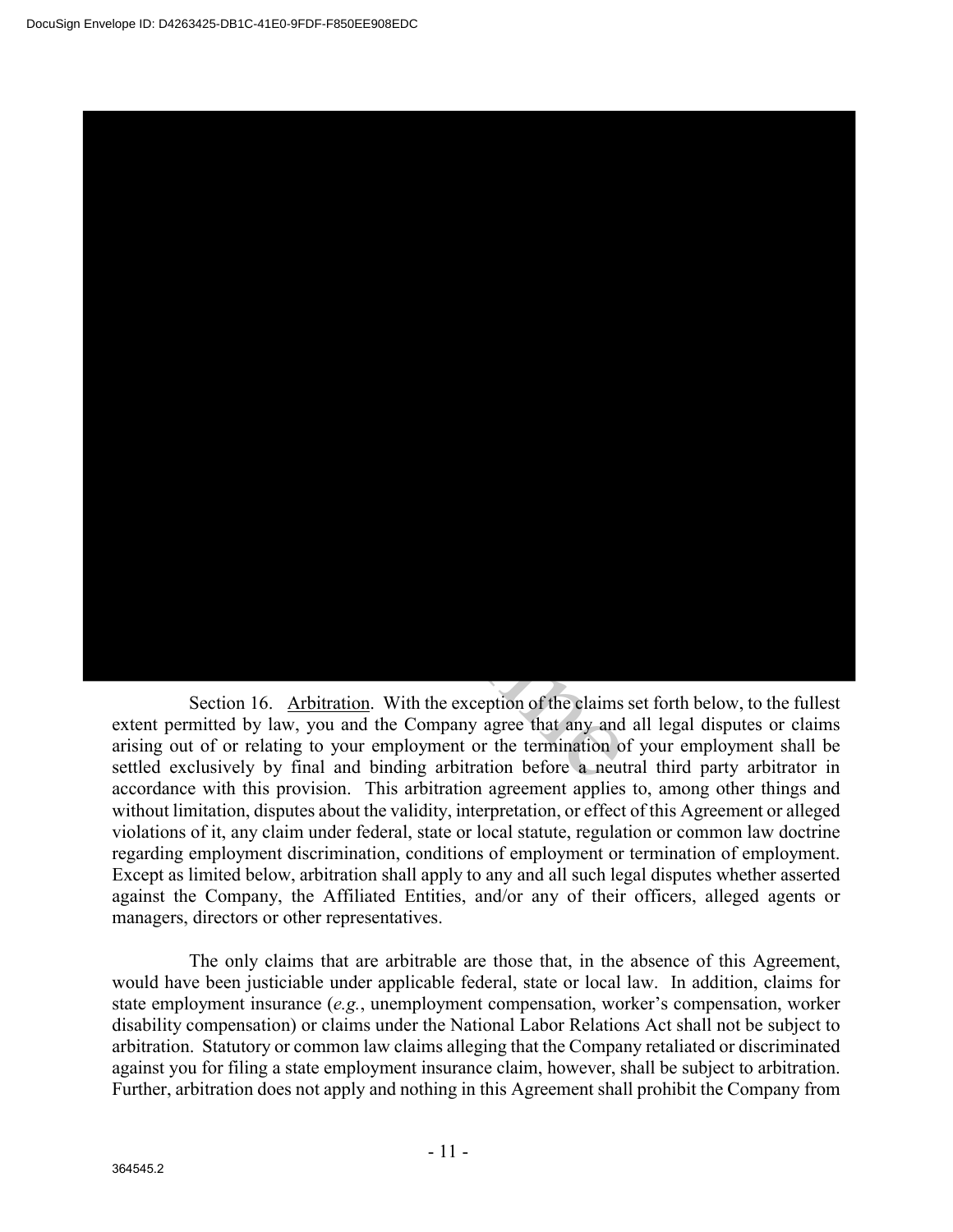Section 16. Arbitration. With the exception of the claims set forth below, to the fullest extent permitted by law, you and the Company agree that any and all legal disputes or claims arising out of or relating to your employment or the termination of your employment shall be settled exclusively by final and binding arbitration before a neutral third party arbitrator in accordance with this provision. This arbitration agreement applies to, among other things and without limitation, disputes about the validity, interpretation, or effect of this Agreement or alleged violations of it, any claim under federal, state or local statute, regulation or common law doctrine regarding employment discrimination, conditions of employment or termination of employment. Except as limited below, arbitration shall apply to any and all such legal disputes whether asserted against the Company, the Affiliated Entities, and/or any of their officers, alleged agents or managers, directors or other representatives.

The only claims that are arbitrable are those that, in the absence of this Agreement, would have been justiciable under applicable federal, state or local law. In addition, claims for state employment insurance (*e.g.*, unemployment compensation, worker's compensation, worker disability compensation) or claims under the National Labor Relations Act shall not be subject to arbitration. Statutory or common law claims alleging that the Company retaliated or discriminated against you for filing a state employment insurance claim, however, shall be subject to arbitration. Further, arbitration does not apply and nothing in this Agreement shall prohibit the Company from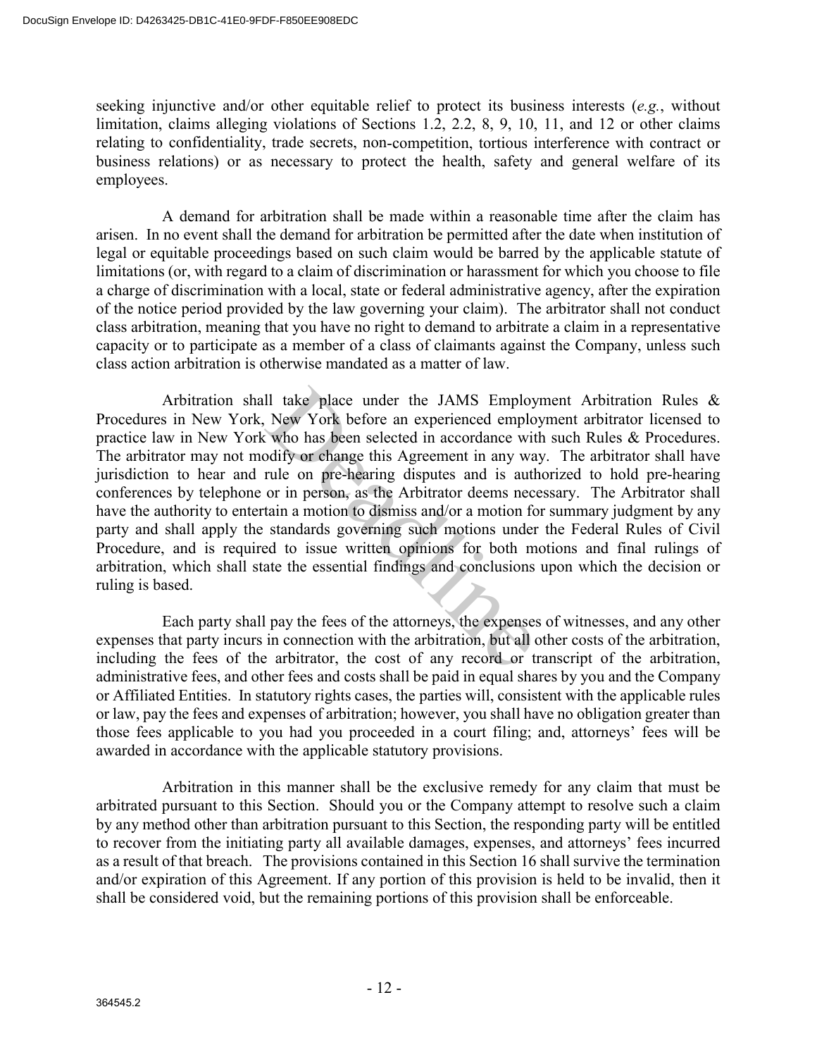seeking injunctive and/or other equitable relief to protect its business interests (*e.g.*, without limitation, claims alleging violations of Sections 1.2, 2.2, 8, 9, 10, 11, and 12 or other claims relating to confidentiality, trade secrets, non-competition, tortious interference with contract or business relations) or as necessary to protect the health, safety and general welfare of its employees.

A demand for arbitration shall be made within a reasonable time after the claim has arisen. In no event shall the demand for arbitration be permitted after the date when institution of legal or equitable proceedings based on such claim would be barred by the applicable statute of limitations (or, with regard to a claim of discrimination or harassment for which you choose to file a charge of discrimination with a local, state or federal administrative agency, after the expiration of the notice period provided by the law governing your claim). The arbitrator shall not conduct class arbitration, meaning that you have no right to demand to arbitrate a claim in a representative capacity or to participate as a member of a class of claimants against the Company, unless such class action arbitration is otherwise mandated as a matter of law.

Arbitration shall take place under the JAMS Employment Arbitration Rules & Procedures in New York, New York before an experienced employment arbitrator licensed to practice law in New York who has been selected in accordance with such Rules & Procedures. The arbitrator may not modify or change this Agreement in any way. The arbitrator shall have jurisdiction to hear and rule on pre-hearing disputes and is authorized to hold pre-hearing conferences by telephone or in person, as the Arbitrator deems necessary. The Arbitrator shall have the authority to entertain a motion to dismiss and/or a motion for summary judgment by any party and shall apply the standards governing such motions under the Federal Rules of Civil Procedure, and is required to issue written opinions for both motions and final rulings of arbitration, which shall state the essential findings and conclusions upon which the decision or ruling is based.

Each party shall pay the fees of the attorneys, the expenses of witnesses, and any other expenses that party incurs in connection with the arbitration, but all other costs of the arbitration, including the fees of the arbitrator, the cost of any record or transcript of the arbitration, administrative fees, and other fees and costs shall be paid in equal shares by you and the Company or Affiliated Entities. In statutory rights cases, the parties will, consistent with the applicable rules or law, pay the fees and expenses of arbitration; however, you shall have no obligation greater than those fees applicable to you had you proceeded in a court filing; and, attorneys' fees will be awarded in accordance with the applicable statutory provisions.

Arbitration in this manner shall be the exclusive remedy for any claim that must be arbitrated pursuant to this Section. Should you or the Company attempt to resolve such a claim by any method other than arbitration pursuant to this Section, the responding party will be entitled to recover from the initiating party all available damages, expenses, and attorneys' fees incurred as a result of that breach. The provisions contained in this Section 16 shall survive the termination and/or expiration of this Agreement. If any portion of this provision is held to be invalid, then it shall be considered void, but the remaining portions of this provision shall be enforceable.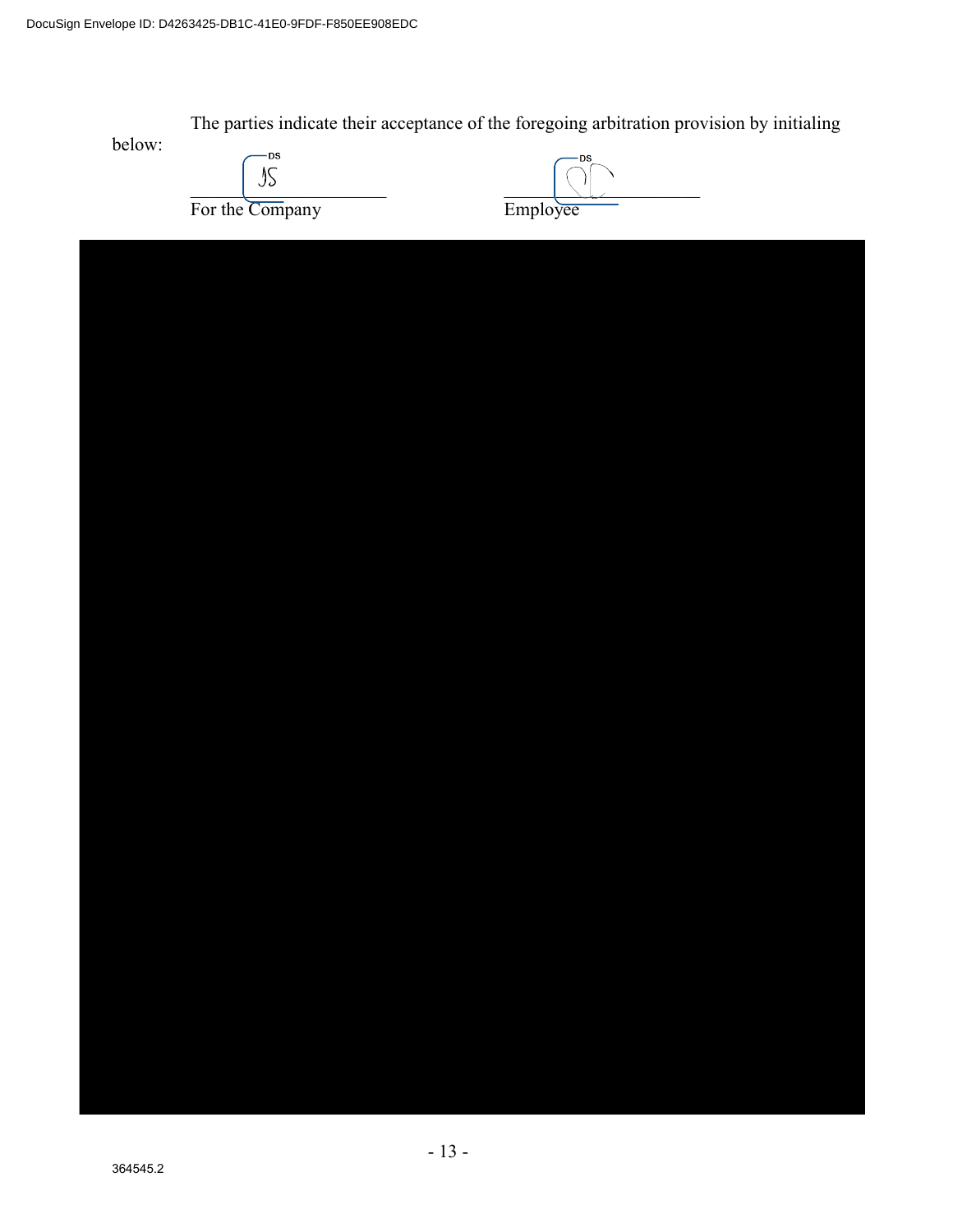The parties indicate their acceptance of the foregoing arbitration provision by initialing below:

JS
_______________________
For the Company

_______________________
Employee